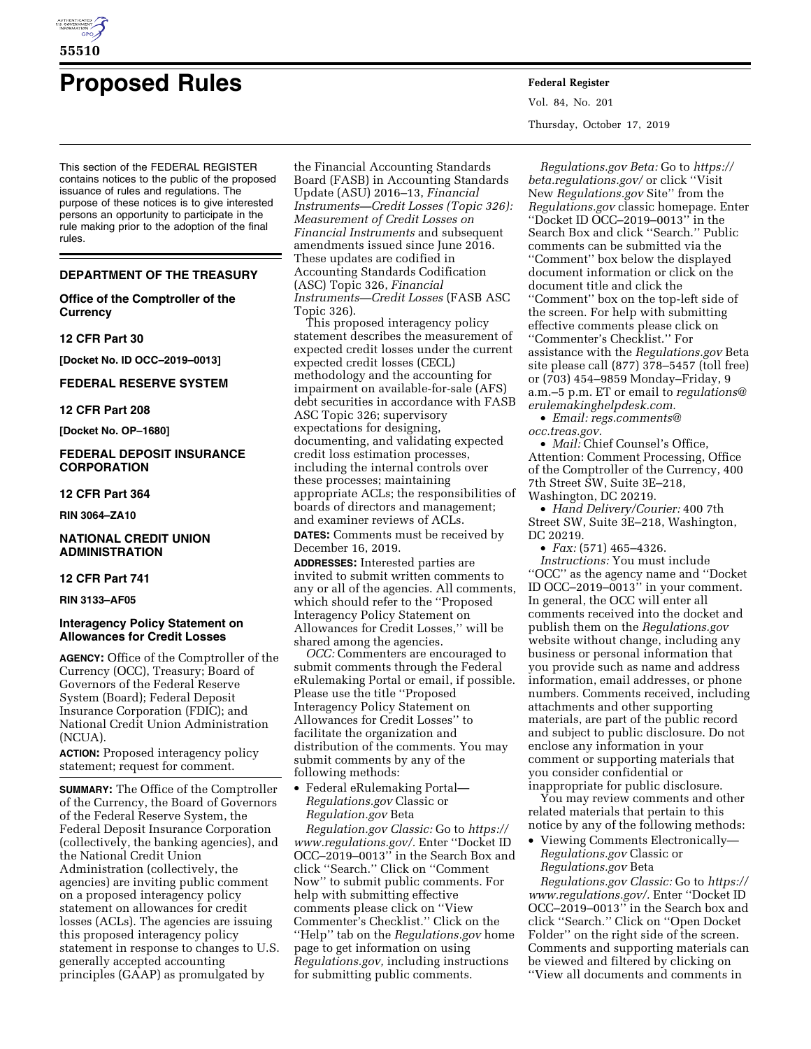# Proposed Rules

This section of the FEDERAL REGISTER contains notices to the public of the proposed issuance of rules and regulations. The purpose of these notices is to give interested persons an opportunity to participate in the rule making prior to the adoption of the final rules.

## DEPARTMENT OF THE TREASURY

### Office of the Comptroller of the Currency

### 12 CFR Part 30

**[Docket No. ID OCC–2019–0013]**

## FEDERAL RESERVE SYSTEM

### 12 CFR Part 208

**[Docket No. OP–1680]**

## FEDERAL DEPOSIT INSURANCE CORPORATION

### 12 CFR Part 364

**RIN 3064–ZA10**

## NATIONAL CREDIT UNION ADMINISTRATION

### 12 CFR Part 741

**RIN 3133–AF05**

### Interagency Policy Statement on Allowances for Credit Losses

**AGENCY:** Office of the Comptroller of the Currency (OCC), Treasury; Board of Governors of the Federal Reserve System (Board); Federal Deposit Insurance Corporation (FDIC); and National Credit Union Administration (NCUA).

**ACTION:** Proposed interagency policy statement; request for comment.

**SUMMARY:** The Office of the Comptroller of the Currency, the Board of Governors of the Federal Reserve System, the Federal Deposit Insurance Corporation (collectively, the banking agencies), and the National Credit Union Administration (collectively, the agencies) are inviting public comment on a proposed interagency policy statement on allowances for credit losses (ACLs). The agencies are issuing this proposed interagency policy statement in response to changes to U.S. generally accepted accounting principles (GAAP) as promulgated by the Financial Accounting Standards Board (FASB) in Accounting Standards Update (ASU) 2016–13, *Financial Instruments—Credit Losses (Topic 326): Measurement of Credit Losses on Financial Instruments* and subsequent amendments issued since June 2016. These updates are codified in Accounting Standards Codification (ASC) Topic 326, *Financial Instruments—Credit Losses* (FASB ASC Topic 326).

This proposed interagency policy statement describes the measurement of expected credit losses under the current expected credit losses (CECL) methodology and the accounting for impairment on available-for-sale (AFS) debt securities in accordance with FASB ASC Topic 326; supervisory expectations for designing, documenting, and validating expected credit loss estimation processes, including the internal controls over these processes; maintaining appropriate ACLs; the responsibilities of boards of directors and management; and examiner reviews of ACLs.

**DATES:** Comments must be received by December 16, 2019.

**ADDRESSES:** Interested parties are invited to submit written comments to any or all of the agencies. All comments, which should refer to the ''Proposed Interagency Policy Statement on Allowances for Credit Losses,'' will be shared among the agencies.

*OCC:* Commenters are encouraged to submit comments through the Federal eRulemaking Portal or email, if possible. Please use the title ''Proposed Interagency Policy Statement on Allowances for Credit Losses'' to facilitate the organization and distribution of the comments. You may submit comments by any of the following methods:

- Federal eRulemaking Portal—*Regulations.gov* Classic or *Regulation.gov* Beta

*Regulation.gov Classic:* Go to *https://www.regulations.gov/.* Enter ''Docket ID OCC–2019–0013'' in the Search Box and click ''Search.'' Click on ''Comment Now'' to submit public comments. For help with submitting effective comments please click on ''View Commenter's Checklist.'' Click on the ''Help'' tab on the *Regulations.gov* home page to get information on using *Regulations.gov,* including instructions for submitting public comments.

*Regulations.gov Beta:* Go to *https://beta.regulations.gov/* or click ''Visit New *Regulations.gov* Site'' from the *Regulations.gov* classic homepage. Enter ''Docket ID OCC–2019–0013'' in the Search Box and click ''Search.'' Public comments can be submitted via the ''Comment'' box below the displayed document information or click on the document title and click the ''Comment'' box on the top-left side of the screen. For help with submitting effective comments please click on ''Commenter's Checklist.'' For assistance with the *Regulations.gov* Beta site please call (877) 378–5457 (toll free) or (703) 454–9859 Monday–Friday, 9 a.m.–5 p.m. ET or email to *regulations@erulemakinghelpdesk.com.*

- *Email: regs.comments@occ.treas.gov.*
- *Mail:* Chief Counsel's Office, Attention: Comment Processing, Office of the Comptroller of the Currency, 400 7th Street SW, Suite 3E–218, Washington, DC 20219.
- *Hand Delivery/Courier:* 400 7th Street SW, Suite 3E–218, Washington, DC 20219.
- *Fax:* (571) 465–4326.

*Instructions:* You must include ''OCC'' as the agency name and ''Docket ID OCC–2019–0013'' in your comment. In general, the OCC will enter all comments received into the docket and publish them on the *Regulations.gov* website without change, including any business or personal information that you provide such as name and address information, email addresses, or phone numbers. Comments received, including attachments and other supporting materials, are part of the public record and subject to public disclosure. Do not enclose any information in your comment or supporting materials that you consider confidential or inappropriate for public disclosure.

You may review comments and other related materials that pertain to this notice by any of the following methods:

- Viewing Comments Electronically—*Regulations.gov* Classic or *Regulations.gov* Beta

*Regulations.gov Classic:* Go to *https://www.regulations.gov/.* Enter ''Docket ID OCC–2019–0013'' in the Search box and click ''Search.'' Click on ''Open Docket Folder'' on the right side of the screen. Comments and supporting materials can be viewed and filtered by clicking on ''View all documents and comments in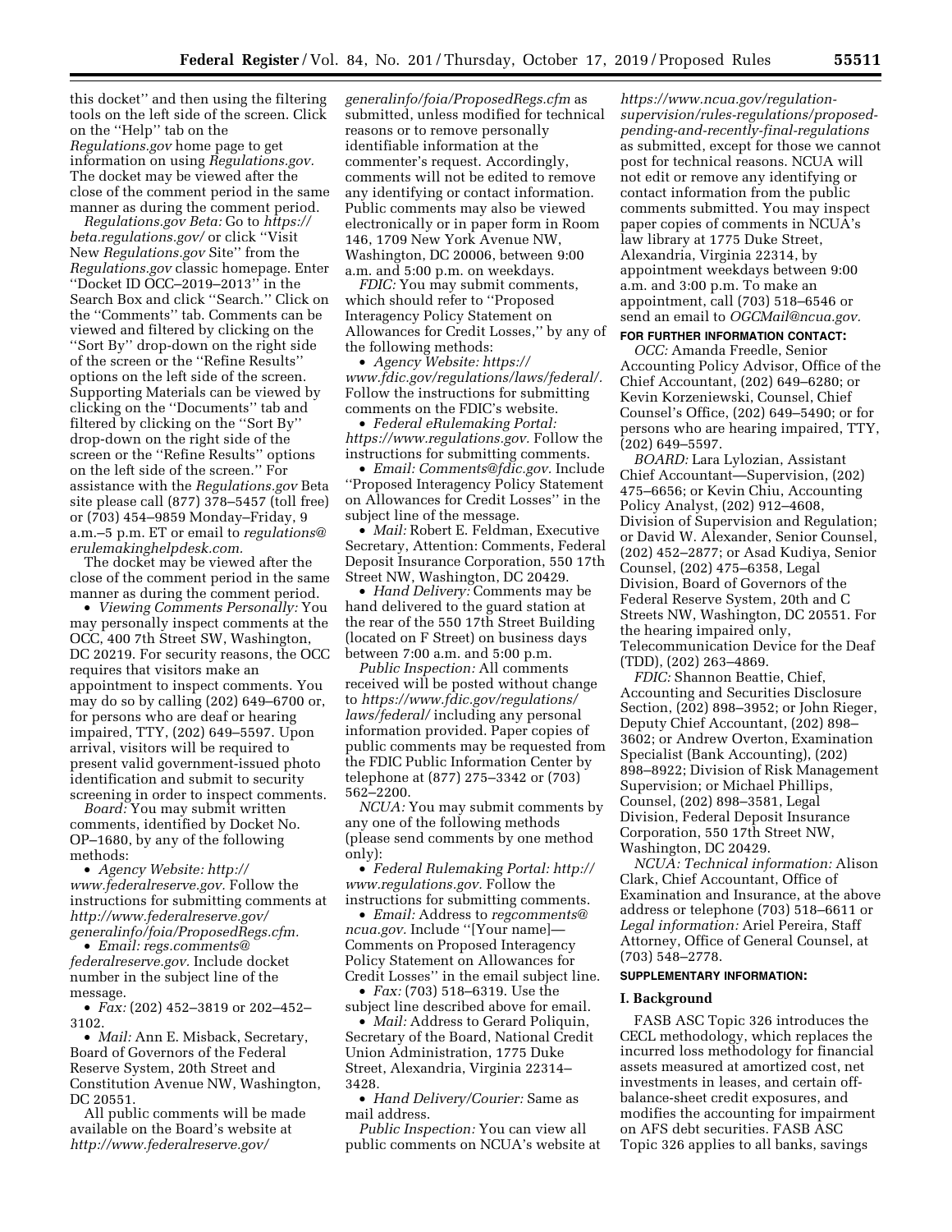this docket'' and then using the filtering tools on the left side of the screen. Click on the ''Help'' tab on the *Regulations.gov* home page to get information on using *Regulations.gov.* The docket may be viewed after the close of the comment period in the same manner as during the comment period.

*Regulations.gov Beta:* Go to *https://beta.regulations.gov/* or click ''Visit New *Regulations.gov* Site'' from the *Regulations.gov* classic homepage. Enter ''Docket ID OCC–2019–2013'' in the Search Box and click ''Search.'' Click on the ''Comments'' tab. Comments can be viewed and filtered by clicking on the ''Sort By'' drop-down on the right side of the screen or the ''Refine Results'' options on the left side of the screen. Supporting Materials can be viewed by clicking on the ''Documents'' tab and filtered by clicking on the ''Sort By'' drop-down on the right side of the screen or the ''Refine Results'' options on the left side of the screen.'' For assistance with the *Regulations.gov* Beta site please call (877) 378–5457 (toll free) or (703) 454–9859 Monday–Friday, 9 a.m.–5 p.m. ET or email to *regulations@erulemakinghelpdesk.com.*

The docket may be viewed after the close of the comment period in the same manner as during the comment period.

• *Viewing Comments Personally:* You may personally inspect comments at the OCC, 400 7th Street SW, Washington, DC 20219. For security reasons, the OCC requires that visitors make an appointment to inspect comments. You may do so by calling (202) 649–6700 or, for persons who are deaf or hearing impaired, TTY, (202) 649–5597. Upon arrival, visitors will be required to present valid government-issued photo identification and submit to security screening in order to inspect comments.

*Board:* You may submit written comments, identified by Docket No. OP–1680, by any of the following methods:

• *Agency Website: http://www.federalreserve.gov.* Follow the instructions for submitting comments at *http://www.federalreserve.gov/generalinfo/foia/ProposedRegs.cfm.*

• *Email: regs.comments@federalreserve.gov.* Include docket number in the subject line of the message.

• *Fax:* (202) 452–3819 or 202–452–3102.

• *Mail:* Ann E. Misback, Secretary, Board of Governors of the Federal Reserve System, 20th Street and Constitution Avenue NW, Washington, DC 20551.

All public comments will be made available on the Board's website at *http://www.federalreserve.gov/generalinfo/foia/ProposedRegs.cfm* as submitted, unless modified for technical reasons or to remove personally identifiable information at the commenter's request. Accordingly, comments will not be edited to remove any identifying or contact information. Public comments may also be viewed electronically or in paper form in Room 146, 1709 New York Avenue NW, Washington, DC 20006, between 9:00 a.m. and 5:00 p.m. on weekdays.

*FDIC:* You may submit comments, which should refer to ''Proposed Interagency Policy Statement on Allowances for Credit Losses,'' by any of the following methods:

• *Agency Website: https://www.fdic.gov/regulations/laws/federal/.* Follow the instructions for submitting comments on the FDIC's website.

• *Federal eRulemaking Portal: https://www.regulations.gov.* Follow the instructions for submitting comments.

• *Email: Comments@fdic.gov.* Include ''Proposed Interagency Policy Statement on Allowances for Credit Losses'' in the subject line of the message.

• *Mail:* Robert E. Feldman, Executive Secretary, Attention: Comments, Federal Deposit Insurance Corporation, 550 17th Street NW, Washington, DC 20429.

• *Hand Delivery:* Comments may be hand delivered to the guard station at the rear of the 550 17th Street Building (located on F Street) on business days between 7:00 a.m. and 5:00 p.m.

*Public Inspection:* All comments received will be posted without change to *https://www.fdic.gov/regulations/laws/federal/* including any personal information provided. Paper copies of public comments may be requested from the FDIC Public Information Center by telephone at (877) 275–3342 or (703) 562–2200.

*NCUA:* You may submit comments by any one of the following methods (please send comments by one method only):

• *Federal Rulemaking Portal: http://www.regulations.gov.* Follow the instructions for submitting comments.

• *Email:* Address to *regcomments@ncua.gov.* Include ''[Your name]—Comments on Proposed Interagency Policy Statement on Allowances for Credit Losses'' in the email subject line.

• *Fax:* (703) 518–6319. Use the subject line described above for email.

• *Mail:* Address to Gerard Poliquin, Secretary of the Board, National Credit Union Administration, 1775 Duke Street, Alexandria, Virginia 22314–3428.

• *Hand Delivery/Courier:* Same as mail address.

*Public Inspection:* You can view all public comments on NCUA's website at *https://www.ncua.gov/regulation-supervision/rules-regulations/proposed-pending-and-recently-final-regulations* as submitted, except for those we cannot post for technical reasons. NCUA will not edit or remove any identifying or contact information from the public comments submitted. You may inspect paper copies of comments in NCUA's law library at 1775 Duke Street, Alexandria, Virginia 22314, by appointment weekdays between 9:00 a.m. and 3:00 p.m. To make an appointment, call (703) 518–6546 or send an email to *OGCMail@ncua.gov.*

**FOR FURTHER INFORMATION CONTACT:**

*OCC:* Amanda Freedle, Senior Accounting Policy Advisor, Office of the Chief Accountant, (202) 649–6280; or Kevin Korzeniewski, Counsel, Chief Counsel's Office, (202) 649–5490; or for persons who are hearing impaired, TTY, (202) 649–5597.

*BOARD:* Lara Lylozian, Assistant Chief Accountant—Supervision, (202) 475–6656; or Kevin Chiu, Accounting Policy Analyst, (202) 912–4608, Division of Supervision and Regulation; or David W. Alexander, Senior Counsel, (202) 452–2877; or Asad Kudiya, Senior Counsel, (202) 475–6358, Legal Division, Board of Governors of the Federal Reserve System, 20th and C Streets NW, Washington, DC 20551. For the hearing impaired only, Telecommunication Device for the Deaf (TDD), (202) 263–4869.

*FDIC:* Shannon Beattie, Chief, Accounting and Securities Disclosure Section, (202) 898–3952; or John Rieger, Deputy Chief Accountant, (202) 898–3602; or Andrew Overton, Examination Specialist (Bank Accounting), (202) 898–8922; Division of Risk Management Supervision; or Michael Phillips, Counsel, (202) 898–3581, Legal Division, Federal Deposit Insurance Corporation, 550 17th Street NW, Washington, DC 20429.

*NCUA: Technical information:* Alison Clark, Chief Accountant, Office of Examination and Insurance, at the above address or telephone (703) 518–6611 or *Legal information:* Ariel Pereira, Staff Attorney, Office of General Counsel, at (703) 548–2778.

**SUPPLEMENTARY INFORMATION:**

## I. Background

FASB ASC Topic 326 introduces the CECL methodology, which replaces the incurred loss methodology for financial assets measured at amortized cost, net investments in leases, and certain off-balance-sheet credit exposures, and modifies the accounting for impairment on AFS debt securities. FASB ASC Topic 326 applies to all banks, savings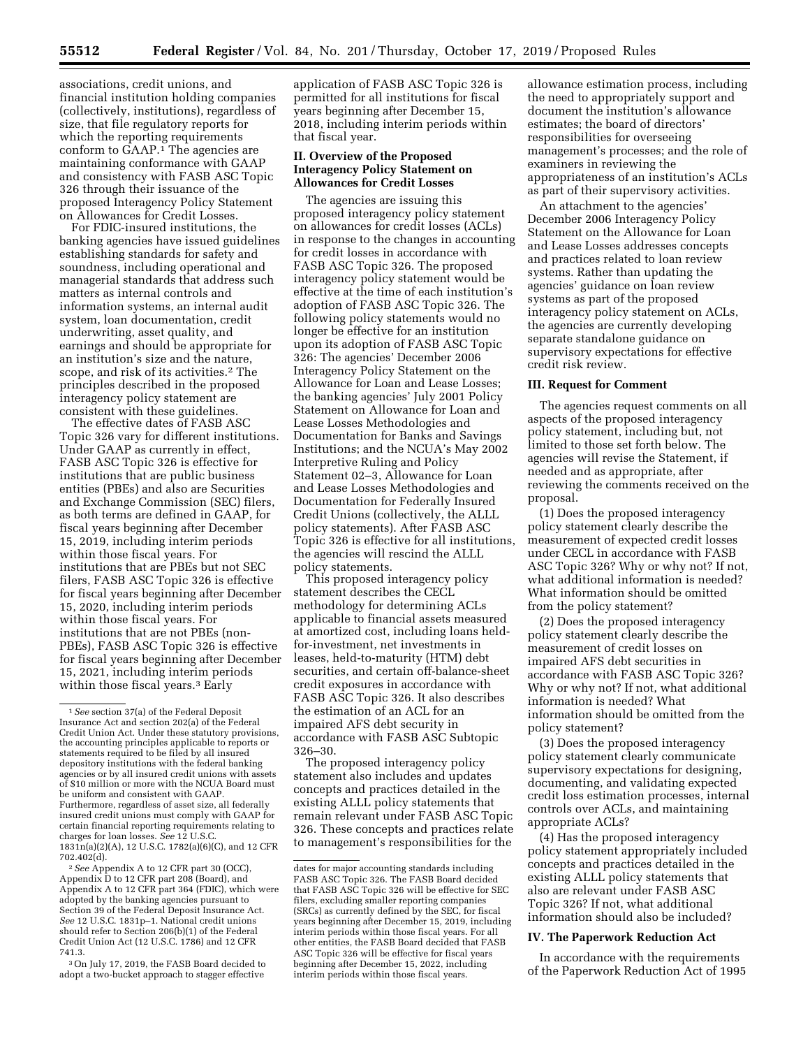associations, credit unions, and financial institution holding companies (collectively, institutions), regardless of size, that file regulatory reports for which the reporting requirements conform to GAAP.[1] The agencies are maintaining conformance with GAAP and consistency with FASB ASC Topic 326 through their issuance of the proposed Interagency Policy Statement on Allowances for Credit Losses.

For FDIC-insured institutions, the banking agencies have issued guidelines establishing standards for safety and soundness, including operational and managerial standards that address such matters as internal controls and information systems, an internal audit system, loan documentation, credit underwriting, asset quality, and earnings and should be appropriate for an institution's size and the nature, scope, and risk of its activities.[2] The principles described in the proposed interagency policy statement are consistent with these guidelines.

The effective dates of FASB ASC Topic 326 vary for different institutions. Under GAAP as currently in effect, FASB ASC Topic 326 is effective for institutions that are public business entities (PBEs) and also are Securities and Exchange Commission (SEC) filers, as both terms are defined in GAAP, for fiscal years beginning after December 15, 2019, including interim periods within those fiscal years. For institutions that are PBEs but not SEC filers, FASB ASC Topic 326 is effective for fiscal years beginning after December 15, 2020, including interim periods within those fiscal years. For institutions that are not PBEs (non-PBEs), FASB ASC Topic 326 is effective for fiscal years beginning after December 15, 2021, including interim periods within those fiscal years.[3] Early application of FASB ASC Topic 326 is permitted for all institutions for fiscal years beginning after December 15, 2018, including interim periods within that fiscal year.

## II. Overview of the Proposed Interagency Policy Statement on Allowances for Credit Losses

The agencies are issuing this proposed interagency policy statement on allowances for credit losses (ACLs) in response to the changes in accounting for credit losses in accordance with FASB ASC Topic 326. The proposed interagency policy statement would be effective at the time of each institution's adoption of FASB ASC Topic 326. The following policy statements would no longer be effective for an institution upon its adoption of FASB ASC Topic 326: The agencies' December 2006 Interagency Policy Statement on the Allowance for Loan and Lease Losses; the banking agencies' July 2001 Policy Statement on Allowance for Loan and Lease Losses Methodologies and Documentation for Banks and Savings Institutions; and the NCUA's May 2002 Interpretive Ruling and Policy Statement 02–3, Allowance for Loan and Lease Losses Methodologies and Documentation for Federally Insured Credit Unions (collectively, the ALLL policy statements). After FASB ASC Topic 326 is effective for all institutions, the agencies will rescind the ALLL policy statements.

This proposed interagency policy statement describes the CECL methodology for determining ACLs applicable to financial assets measured at amortized cost, including loans held-for-investment, net investments in leases, held-to-maturity (HTM) debt securities, and certain off-balance-sheet credit exposures in accordance with FASB ASC Topic 326. It also describes the estimation of an ACL for an impaired AFS debt security in accordance with FASB ASC Subtopic 326–30.

The proposed interagency policy statement also includes and updates concepts and practices detailed in the existing ALLL policy statements that remain relevant under FASB ASC Topic 326. These concepts and practices relate to management's responsibilities for the allowance estimation process, including the need to appropriately support and document the institution's allowance estimates; the board of directors' responsibilities for overseeing management's processes; and the role of examiners in reviewing the appropriateness of an institution's ACLs as part of their supervisory activities.

An attachment to the agencies' December 2006 Interagency Policy Statement on the Allowance for Loan and Lease Losses addresses concepts and practices related to loan review systems. Rather than updating the agencies' guidance on loan review systems as part of the proposed interagency policy statement on ACLs, the agencies are currently developing separate standalone guidance on supervisory expectations for effective credit risk review.

## III. Request for Comment

The agencies request comments on all aspects of the proposed interagency policy statement, including but, not limited to those set forth below. The agencies will revise the Statement, if needed and as appropriate, after reviewing the comments received on the proposal.

(1) Does the proposed interagency policy statement clearly describe the measurement of expected credit losses under CECL in accordance with FASB ASC Topic 326? Why or why not? If not, what additional information is needed? What information should be omitted from the policy statement?

(2) Does the proposed interagency policy statement clearly describe the measurement of credit losses on impaired AFS debt securities in accordance with FASB ASC Topic 326? Why or why not? If not, what additional information is needed? What information should be omitted from the policy statement?

(3) Does the proposed interagency policy statement clearly communicate supervisory expectations for designing, documenting, and validating expected credit loss estimation processes, internal controls over ACLs, and maintaining appropriate ACLs?

(4) Has the proposed interagency policy statement appropriately included concepts and practices detailed in the existing ALLL policy statements that also are relevant under FASB ASC Topic 326? If not, what additional information should also be included?

## IV. The Paperwork Reduction Act

In accordance with the requirements of the Paperwork Reduction Act of 1995

---

[1] *See* section 37(a) of the Federal Deposit Insurance Act and section 202(a) of the Federal Credit Union Act. Under these statutory provisions, the accounting principles applicable to reports or statements required to be filed by all insured depository institutions with the federal banking agencies or by all insured credit unions with assets of $10 million or more with the NCUA Board must be uniform and consistent with GAAP. Furthermore, regardless of asset size, all federally insured credit unions must comply with GAAP for certain financial reporting requirements relating to charges for loan losses. *See* 12 U.S.C. 1831n(a)(2)(A), 12 U.S.C. 1782(a)(6)(C), and 12 CFR 702.402(d).

[2] *See* Appendix A to 12 CFR part 30 (OCC), Appendix D to 12 CFR part 208 (Board), and Appendix A to 12 CFR part 364 (FDIC), which were adopted by the banking agencies pursuant to Section 39 of the Federal Deposit Insurance Act. *See* 12 U.S.C. 1831p–1. National credit unions should refer to Section 206(b)(1) of the Federal Credit Union Act (12 U.S.C. 1786) and 12 CFR 741.3.

[3] On July 17, 2019, the FASB Board decided to adopt a two-bucket approach to stagger effective dates for major accounting standards including FASB ASC Topic 326. The FASB Board decided that FASB ASC Topic 326 will be effective for SEC filers, excluding smaller reporting companies (SRCs) as currently defined by the SEC, for fiscal years beginning after December 15, 2019, including interim periods within those fiscal years. For all other entities, the FASB Board decided that FASB ASC Topic 326 will be effective for fiscal years beginning after December 15, 2022, including interim periods within those fiscal years.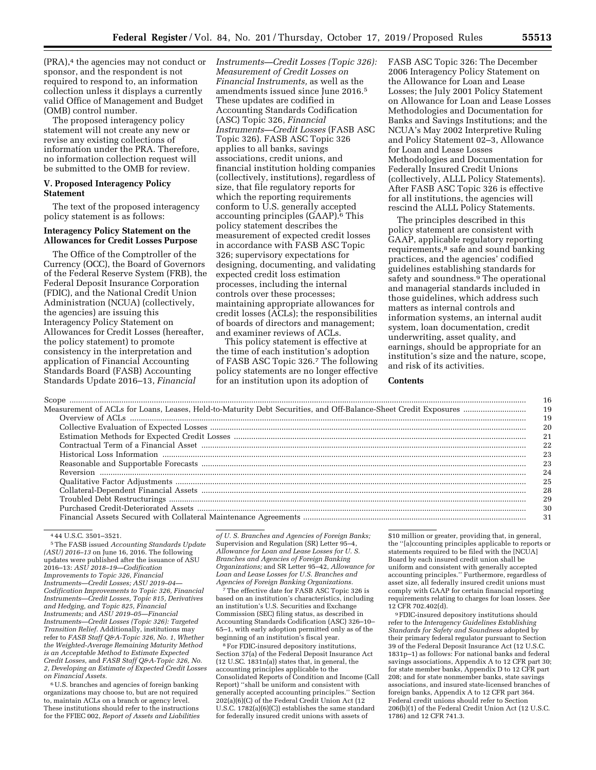(PRA),[4] the agencies may not conduct or sponsor, and the respondent is not required to respond to, an information collection unless it displays a currently valid Office of Management and Budget (OMB) control number.

The proposed interagency policy statement will not create any new or revise any existing collections of information under the PRA. Therefore, no information collection request will be submitted to the OMB for review.

## V. Proposed Interagency Policy Statement

The text of the proposed interagency policy statement is as follows:

### Interagency Policy Statement on the Allowances for Credit Losses Purpose

The Office of the Comptroller of the Currency (OCC), the Board of Governors of the Federal Reserve System (FRB), the Federal Deposit Insurance Corporation (FDIC), and the National Credit Union Administration (NCUA) (collectively, the agencies) are issuing this Interagency Policy Statement on Allowances for Credit Losses (hereafter, the policy statement) to promote consistency in the interpretation and application of Financial Accounting Standards Board (FASB) Accounting Standards Update 2016–13, *Financial Instruments—Credit Losses (Topic 326): Measurement of Credit Losses on Financial Instruments,* as well as the amendments issued since June 2016.[5] These updates are codified in Accounting Standards Codification (ASC) Topic 326, *Financial Instruments—Credit Losses* (FASB ASC Topic 326). FASB ASC Topic 326 applies to all banks, savings associations, credit unions, and financial institution holding companies (collectively, institutions), regardless of size, that file regulatory reports for which the reporting requirements conform to U.S. generally accepted accounting principles (GAAP).[6] This policy statement describes the measurement of expected credit losses in accordance with FASB ASC Topic 326; supervisory expectations for designing, documenting, and validating expected credit loss estimation processes, including the internal controls over these processes; maintaining appropriate allowances for credit losses (ACLs); the responsibilities of boards of directors and management; and examiner reviews of ACLs.

This policy statement is effective at the time of each institution's adoption of FASB ASC Topic 326.[7] The following policy statements are no longer effective for an institution upon its adoption of FASB ASC Topic 326: The December 2006 Interagency Policy Statement on the Allowance for Loan and Lease Losses; the July 2001 Policy Statement on Allowance for Loan and Lease Losses Methodologies and Documentation for Banks and Savings Institutions; and the NCUA's May 2002 Interpretive Ruling and Policy Statement 02–3, Allowance for Loan and Lease Losses Methodologies and Documentation for Federally Insured Credit Unions (collectively, ALLL Policy Statements). After FASB ASC Topic 326 is effective for all institutions, the agencies will rescind the ALLL Policy Statements.

The principles described in this policy statement are consistent with GAAP, applicable regulatory reporting requirements,[8] safe and sound banking practices, and the agencies' codified guidelines establishing standards for safety and soundness.[9] The operational and managerial standards included in those guidelines, which address such matters as internal controls and information systems, an internal audit system, loan documentation, credit underwriting, asset quality, and earnings, should be appropriate for an institution's size and the nature, scope, and risk of its activities.

### Contents

| | |
|---|---|
| Scope | 16 |
| Measurement of ACLs for Loans, Leases, Held-to-Maturity Debt Securities, and Off-Balance-Sheet Credit Exposures | 19 |
| Overview of ACLs | 19 |
| Collective Evaluation of Expected Losses | 20 |
| Estimation Methods for Expected Credit Losses | 21 |
| Contractual Term of a Financial Asset | 22 |
| Historical Loss Information | 23 |
| Reasonable and Supportable Forecasts | 23 |
| Reversion | 24 |
| Qualitative Factor Adjustments | 25 |
| Collateral-Dependent Financial Assets | 28 |
| Troubled Debt Restructurings | 29 |
| Purchased Credit-Deteriorated Assets | 30 |
| Financial Assets Secured with Collateral Maintenance Agreements | 31 |

---

[4] 44 U.S.C. 3501–3521.

[5] The FASB issued *Accounting Standards Update (ASU) 2016–13* on June 16, 2016. The following updates were published after the issuance of ASU 2016–13: *ASU 2018–19—Codification Improvements to Topic 326, Financial Instruments—Credit Losses; ASU 2019–04—Codification Improvements to Topic 326, Financial Instruments—Credit Losses, Topic 815, Derivatives and Hedging, and Topic 825, Financial Instruments;* and *ASU 2019–05—Financial Instruments—Credit Losses (Topic 326): Targeted Transition Relief.* Additionally, institutions may refer to *FASB Staff Q&A-Topic 326, No. 1, Whether the Weighted-Average Remaining Maturity Method is an Acceptable Method to Estimate Expected Credit Losses,* and *FASB Staff Q&A-Topic 326, No. 2, Developing an Estimate of Expected Credit Losses on Financial Assets.*

[6] U.S. branches and agencies of foreign banking organizations may choose to, but are not required to, maintain ACLs on a branch or agency level. These institutions should refer to the instructions for the FFIEC 002, *Report of Assets and Liabilities of U. S. Branches and Agencies of Foreign Banks;* Supervision and Regulation (SR) Letter 95–4, *Allowance for Loan and Lease Losses for U. S. Branches and Agencies of Foreign Banking Organizations;* and SR Letter 95–42, *Allowance for Loan and Lease Losses for U.S. Branches and Agencies of Foreign Banking Organizations.*

[7] The effective date for FASB ASC Topic 326 is based on an institution's characteristics, including an institution's U.S. Securities and Exchange Commission (SEC) filing status, as described in Accounting Standards Codification (ASC) 326–10–65–1, with early adoption permitted only as of the beginning of an institution's fiscal year.

[8] For FDIC-insured depository institutions, Section 37(a) of the Federal Deposit Insurance Act (12 U.S.C. 1831n(a)) states that, in general, the accounting principles applicable to the Consolidated Reports of Condition and Income (Call Report) ''shall be uniform and consistent with generally accepted accounting principles.'' Section 202(a)(6)(C) of the Federal Credit Union Act (12 U.S.C. 1782(a)(6)(C)) establishes the same standard for federally insured credit unions with assets of $10 million or greater, providing that, in general, the ''[a]ccounting principles applicable to reports or statements required to be filed with the [NCUA] Board by each insured credit union shall be uniform and consistent with generally accepted accounting principles.'' Furthermore, regardless of asset size, all federally insured credit unions must comply with GAAP for certain financial reporting requirements relating to charges for loan losses. *See* 12 CFR 702.402(d).

[9] FDIC-insured depository institutions should refer to the *Interagency Guidelines Establishing Standards for Safety and Soundness* adopted by their primary federal regulator pursuant to Section 39 of the Federal Deposit Insurance Act (12 U.S.C. 1831p–1) as follows: For national banks and federal savings associations, Appendix A to 12 CFR part 30; for state member banks, Appendix D to 12 CFR part 208; and for state nonmember banks, state savings associations, and insured state-licensed branches of foreign banks, Appendix A to 12 CFR part 364. Federal credit unions should refer to Section 206(b)(1) of the Federal Credit Union Act (12 U.S.C. 1786) and 12 CFR 741.3.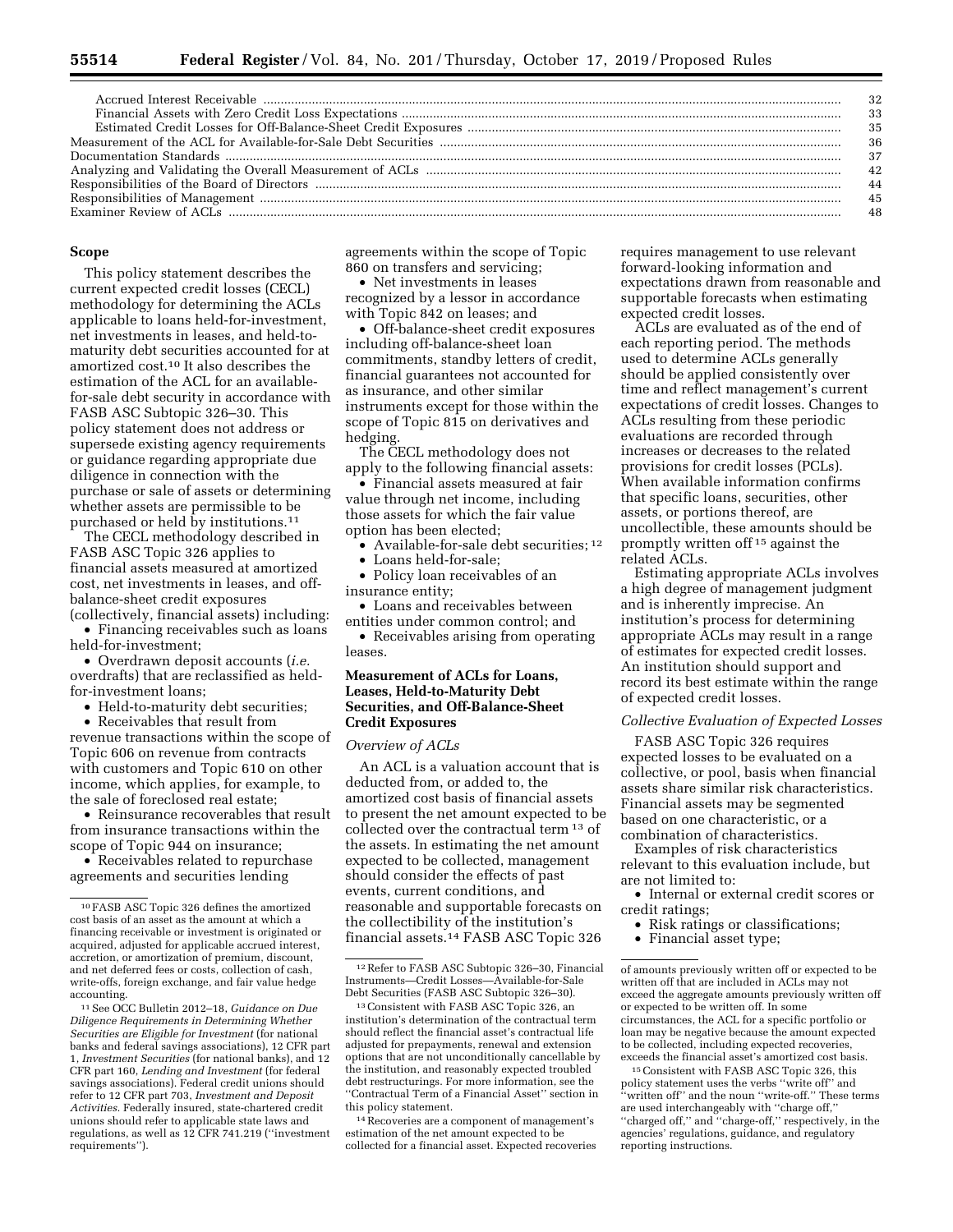| | |
|---|---|
| Accrued Interest Receivable | 32 |
| Financial Assets with Zero Credit Loss Expectations | 33 |
| Estimated Credit Losses for Off-Balance-Sheet Credit Exposures | 35 |
| Measurement of the ACL for Available-for-Sale Debt Securities | 36 |
| Documentation Standards | 37 |
| Analyzing and Validating the Overall Measurement of ACLs | 42 |
| Responsibilities of the Board of Directors | 44 |
| Responsibilities of Management | 45 |
| Examiner Review of ACLs | 48 |

## Scope

This policy statement describes the current expected credit losses (CECL) methodology for determining the ACLs applicable to loans held-for-investment, net investments in leases, and held-to-maturity debt securities accounted for at amortized cost.[10] It also describes the estimation of the ACL for an available-for-sale debt security in accordance with FASB ASC Subtopic 326–30. This policy statement does not address or supersede existing agency requirements or guidance regarding appropriate due diligence in connection with the purchase or sale of assets or determining whether assets are permissible to be purchased or held by institutions.[11]

The CECL methodology described in FASB ASC Topic 326 applies to financial assets measured at amortized cost, net investments in leases, and off-balance-sheet credit exposures (collectively, financial assets) including:

- Financing receivables such as loans held-for-investment;
- Overdrawn deposit accounts (*i.e.* overdrafts) that are reclassified as held-for-investment loans;
- Held-to-maturity debt securities;
- Receivables that result from revenue transactions within the scope of Topic 606 on revenue from contracts with customers and Topic 610 on other income, which applies, for example, to the sale of foreclosed real estate;
- Reinsurance recoverables that result from insurance transactions within the scope of Topic 944 on insurance;
- Receivables related to repurchase agreements and securities lending agreements within the scope of Topic 860 on transfers and servicing;
- Net investments in leases recognized by a lessor in accordance with Topic 842 on leases; and
- Off-balance-sheet credit exposures including off-balance-sheet loan commitments, standby letters of credit, financial guarantees not accounted for as insurance, and other similar instruments except for those within the scope of Topic 815 on derivatives and hedging.

The CECL methodology does not apply to the following financial assets:

- Financial assets measured at fair value through net income, including those assets for which the fair value option has been elected;
- Available-for-sale debt securities;[12]
- Loans held-for-sale;
- Policy loan receivables of an insurance entity;
- Loans and receivables between entities under common control; and
- Receivables arising from operating leases.

## Measurement of ACLs for Loans, Leases, Held-to-Maturity Debt Securities, and Off-Balance-Sheet Credit Exposures

### *Overview of ACLs*

An ACL is a valuation account that is deducted from, or added to, the amortized cost basis of financial assets to present the net amount expected to be collected over the contractual term[13] of the assets. In estimating the net amount expected to be collected, management should consider the effects of past events, current conditions, and reasonable and supportable forecasts on the collectibility of the institution's financial assets.[14] FASB ASC Topic 326 requires management to use relevant forward-looking information and expectations drawn from reasonable and supportable forecasts when estimating expected credit losses.

ACLs are evaluated as of the end of each reporting period. The methods used to determine ACLs generally should be applied consistently over time and reflect management's current expectations of credit losses. Changes to ACLs resulting from these periodic evaluations are recorded through increases or decreases to the related provisions for credit losses (PCLs). When available information confirms that specific loans, securities, other assets, or portions thereof, are uncollectible, these amounts should be promptly written off[15] against the related ACLs.

Estimating appropriate ACLs involves a high degree of management judgment and is inherently imprecise. An institution's process for determining appropriate ACLs may result in a range of estimates for expected credit losses. An institution should support and record its best estimate within the range of expected credit losses.

### *Collective Evaluation of Expected Losses*

FASB ASC Topic 326 requires expected losses to be evaluated on a collective, or pool, basis when financial assets share similar risk characteristics. Financial assets may be segmented based on one characteristic, or a combination of characteristics.

Examples of risk characteristics relevant to this evaluation include, but are not limited to:

- Internal or external credit scores or credit ratings;
- Risk ratings or classifications;
- Financial asset type;

---

[10] FASB ASC Topic 326 defines the amortized cost basis of an asset as the amount at which a financing receivable or investment is originated or acquired, adjusted for applicable accrued interest, accretion, or amortization of premium, discount, and net deferred fees or costs, collection of cash, write-offs, foreign exchange, and fair value hedge accounting.

[11] See OCC Bulletin 2012–18, *Guidance on Due Diligence Requirements in Determining Whether Securities are Eligible for Investment* (for national banks and federal savings associations), 12 CFR part 1, *Investment Securities* (for national banks), and 12 CFR part 160, *Lending and Investment* (for federal savings associations). Federal credit unions should refer to 12 CFR part 703, *Investment and Deposit Activities.* Federally insured, state-chartered credit unions should refer to applicable state laws and regulations, as well as 12 CFR 741.219 (''investment requirements'').

[12] Refer to FASB ASC Subtopic 326–30, Financial Instruments—Credit Losses—Available-for-Sale Debt Securities (FASB ASC Subtopic 326–30).

[13] Consistent with FASB ASC Topic 326, an institution's determination of the contractual term should reflect the financial asset's contractual life adjusted for prepayments, renewal and extension options that are not unconditionally cancellable by the institution, and reasonably expected troubled debt restructurings. For more information, see the ''Contractual Term of a Financial Asset'' section in this policy statement.

[14] Recoveries are a component of management's estimation of the net amount expected to be collected for a financial asset. Expected recoveries of amounts previously written off or expected to be written off that are included in ACLs may not exceed the aggregate amounts previously written off or expected to be written off. In some circumstances, the ACL for a specific portfolio or loan may be negative because the amount expected to be collected, including expected recoveries, exceeds the financial asset's amortized cost basis.

[15] Consistent with FASB ASC Topic 326, this policy statement uses the verbs ''write off'' and ''written off'' and the noun ''write-off.'' These terms are used interchangeably with ''charge off,'' ''charged off,'' and ''charge-off,'' respectively, in the agencies' regulations, guidance, and regulatory reporting instructions.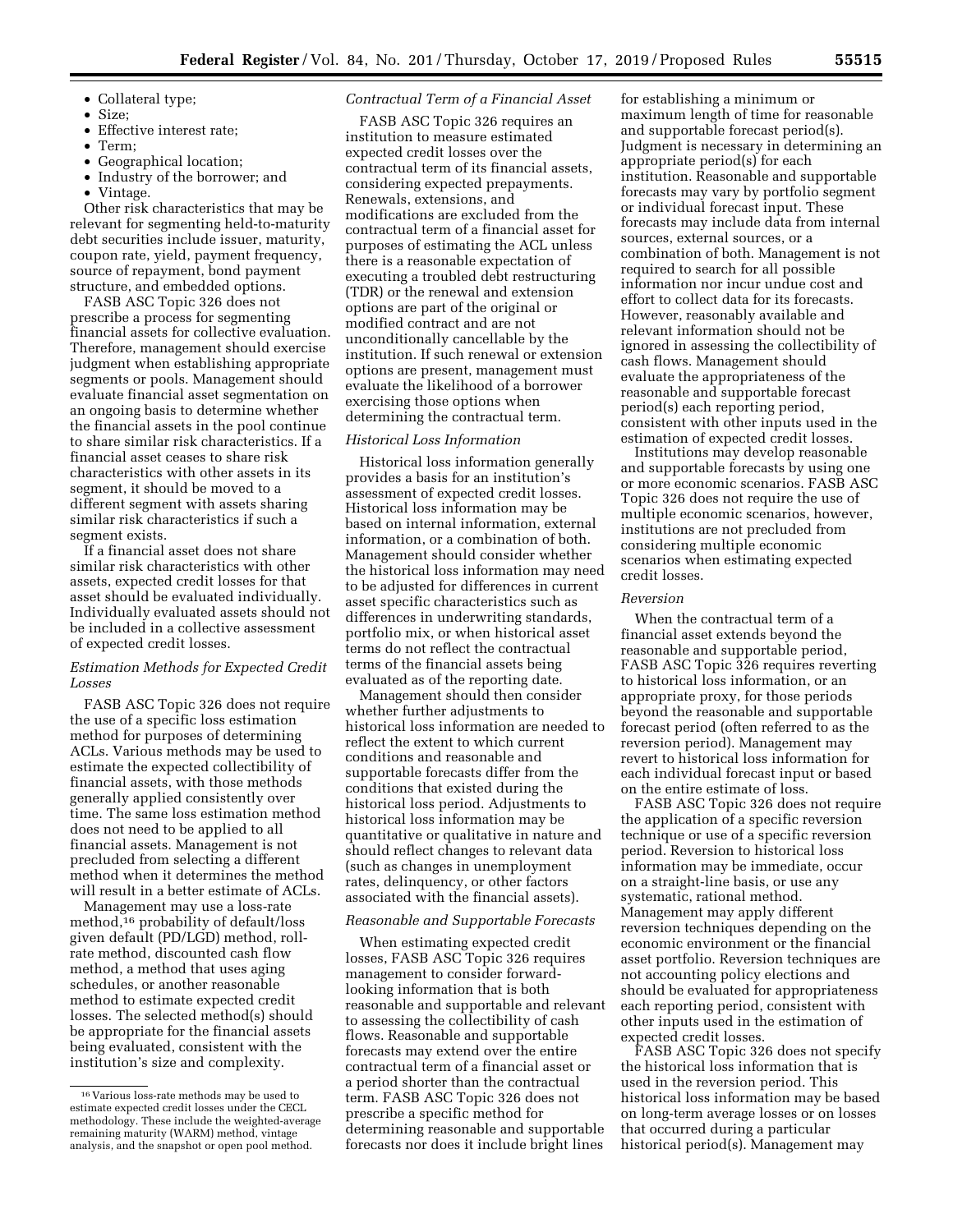- Collateral type;
- Size;
- Effective interest rate;
- Term;
- Geographical location;
- Industry of the borrower; and
- Vintage.

Other risk characteristics that may be relevant for segmenting held-to-maturity debt securities include issuer, maturity, coupon rate, yield, payment frequency, source of repayment, bond payment structure, and embedded options.

FASB ASC Topic 326 does not prescribe a process for segmenting financial assets for collective evaluation. Therefore, management should exercise judgment when establishing appropriate segments or pools. Management should evaluate financial asset segmentation on an ongoing basis to determine whether the financial assets in the pool continue to share similar risk characteristics. If a financial asset ceases to share risk characteristics with other assets in its segment, it should be moved to a different segment with assets sharing similar risk characteristics if such a segment exists.

If a financial asset does not share similar risk characteristics with other assets, expected credit losses for that asset should be evaluated individually. Individually evaluated assets should not be included in a collective assessment of expected credit losses.

*Estimation Methods for Expected Credit Losses*

FASB ASC Topic 326 does not require the use of a specific loss estimation method for purposes of determining ACLs. Various methods may be used to estimate the expected collectibility of financial assets, with those methods generally applied consistently over time. The same loss estimation method does not need to be applied to all financial assets. Management is not precluded from selecting a different method when it determines the method will result in a better estimate of ACLs.

Management may use a loss-rate method,[16] probability of default/loss given default (PD/LGD) method, roll-rate method, discounted cash flow method, a method that uses aging schedules, or another reasonable method to estimate expected credit losses. The selected method(s) should be appropriate for the financial assets being evaluated, consistent with the institution's size and complexity.

*Contractual Term of a Financial Asset*

FASB ASC Topic 326 requires an institution to measure estimated expected credit losses over the contractual term of its financial assets, considering expected prepayments. Renewals, extensions, and modifications are excluded from the contractual term of a financial asset for purposes of estimating the ACL unless there is a reasonable expectation of executing a troubled debt restructuring (TDR) or the renewal and extension options are part of the original or modified contract and are not unconditionally cancellable by the institution. If such renewal or extension options are present, management must evaluate the likelihood of a borrower exercising those options when determining the contractual term.

*Historical Loss Information*

Historical loss information generally provides a basis for an institution's assessment of expected credit losses. Historical loss information may be based on internal information, external information, or a combination of both. Management should consider whether the historical loss information may need to be adjusted for differences in current asset specific characteristics such as differences in underwriting standards, portfolio mix, or when historical asset terms do not reflect the contractual terms of the financial assets being evaluated as of the reporting date.

Management should then consider whether further adjustments to historical loss information are needed to reflect the extent to which current conditions and reasonable and supportable forecasts differ from the conditions that existed during the historical loss period. Adjustments to historical loss information may be quantitative or qualitative in nature and should reflect changes to relevant data (such as changes in unemployment rates, delinquency, or other factors associated with the financial assets).

*Reasonable and Supportable Forecasts*

When estimating expected credit losses, FASB ASC Topic 326 requires management to consider forward-looking information that is both reasonable and supportable and relevant to assessing the collectibility of cash flows. Reasonable and supportable forecasts may extend over the entire contractual term of a financial asset or a period shorter than the contractual term. FASB ASC Topic 326 does not prescribe a specific method for determining reasonable and supportable forecasts nor does it include bright lines for establishing a minimum or maximum length of time for reasonable and supportable forecast period(s). Judgment is necessary in determining an appropriate period(s) for each institution. Reasonable and supportable forecasts may vary by portfolio segment or individual forecast input. These forecasts may include data from internal sources, external sources, or a combination of both. Management is not required to search for all possible information nor incur undue cost and effort to collect data for its forecasts. However, reasonably available and relevant information should not be ignored in assessing the collectibility of cash flows. Management should evaluate the appropriateness of the reasonable and supportable forecast period(s) each reporting period, consistent with other inputs used in the estimation of expected credit losses.

Institutions may develop reasonable and supportable forecasts by using one or more economic scenarios. FASB ASC Topic 326 does not require the use of multiple economic scenarios, however, institutions are not precluded from considering multiple economic scenarios when estimating expected credit losses.

*Reversion*

When the contractual term of a financial asset extends beyond the reasonable and supportable period, FASB ASC Topic 326 requires reverting to historical loss information, or an appropriate proxy, for those periods beyond the reasonable and supportable forecast period (often referred to as the reversion period). Management may revert to historical loss information for each individual forecast input or based on the entire estimate of loss.

FASB ASC Topic 326 does not require the application of a specific reversion technique or use of a specific reversion period. Reversion to historical loss information may be immediate, occur on a straight-line basis, or use any systematic, rational method. Management may apply different reversion techniques depending on the economic environment or the financial asset portfolio. Reversion techniques are not accounting policy elections and should be evaluated for appropriateness each reporting period, consistent with other inputs used in the estimation of expected credit losses.

FASB ASC Topic 326 does not specify the historical loss information that is used in the reversion period. This historical loss information may be based on long-term average losses or on losses that occurred during a particular historical period(s). Management may

[16] Various loss-rate methods may be used to estimate expected credit losses under the CECL methodology. These include the weighted-average remaining maturity (WARM) method, vintage analysis, and the snapshot or open pool method.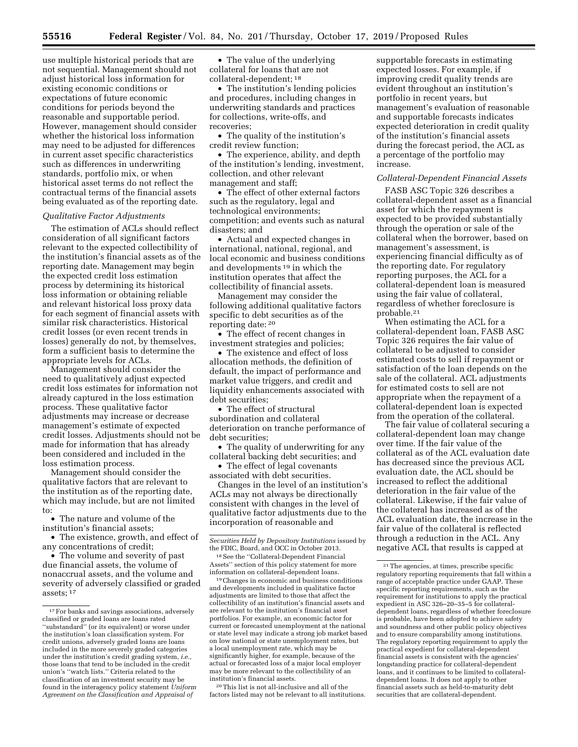use multiple historical periods that are not sequential. Management should not adjust historical loss information for existing economic conditions or expectations of future economic conditions for periods beyond the reasonable and supportable period. However, management should consider whether the historical loss information may need to be adjusted for differences in current asset specific characteristics such as differences in underwriting standards, portfolio mix, or when historical asset terms do not reflect the contractual terms of the financial assets being evaluated as of the reporting date.

*Qualitative Factor Adjustments*

The estimation of ACLs should reflect consideration of all significant factors relevant to the expected collectibility of the institution's financial assets as of the reporting date. Management may begin the expected credit loss estimation process by determining its historical loss information or obtaining reliable and relevant historical loss proxy data for each segment of financial assets with similar risk characteristics. Historical credit losses (or even recent trends in losses) generally do not, by themselves, form a sufficient basis to determine the appropriate levels for ACLs.

Management should consider the need to qualitatively adjust expected credit loss estimates for information not already captured in the loss estimation process. These qualitative factor adjustments may increase or decrease management's estimate of expected credit losses. Adjustments should not be made for information that has already been considered and included in the loss estimation process.

Management should consider the qualitative factors that are relevant to the institution as of the reporting date, which may include, but are not limited to:

- The nature and volume of the institution's financial assets;
- The existence, growth, and effect of any concentrations of credit;
- The volume and severity of past due financial assets, the volume of nonaccrual assets, and the volume and severity of adversely classified or graded assets; [17]
- The value of the underlying collateral for loans that are not collateral-dependent; [18]
- The institution's lending policies and procedures, including changes in underwriting standards and practices for collections, write-offs, and recoveries;
- The quality of the institution's credit review function;
- The experience, ability, and depth of the institution's lending, investment, collection, and other relevant management and staff;
- The effect of other external factors such as the regulatory, legal and technological environments; competition; and events such as natural disasters; and
- Actual and expected changes in international, national, regional, and local economic and business conditions and developments [19] in which the institution operates that affect the collectibility of financial assets.

Management may consider the following additional qualitative factors specific to debt securities as of the reporting date: [20]

- The effect of recent changes in investment strategies and policies;
- The existence and effect of loss allocation methods, the definition of default, the impact of performance and market value triggers, and credit and liquidity enhancements associated with debt securities;
- The effect of structural subordination and collateral deterioration on tranche performance of debt securities;
- The quality of underwriting for any collateral backing debt securities; and
- The effect of legal covenants associated with debt securities.

Changes in the level of an institution's ACLs may not always be directionally consistent with changes in the level of qualitative factor adjustments due to the incorporation of reasonable and supportable forecasts in estimating expected losses. For example, if improving credit quality trends are evident throughout an institution's portfolio in recent years, but management's evaluation of reasonable and supportable forecasts indicates expected deterioration in credit quality of the institution's financial assets during the forecast period, the ACL as a percentage of the portfolio may increase.

*Collateral-Dependent Financial Assets*

FASB ASC Topic 326 describes a collateral-dependent asset as a financial asset for which the repayment is expected to be provided substantially through the operation or sale of the collateral when the borrower, based on management's assessment, is experiencing financial difficulty as of the reporting date. For regulatory reporting purposes, the ACL for a collateral-dependent loan is measured using the fair value of collateral, regardless of whether foreclosure is probable.[21]

When estimating the ACL for a collateral-dependent loan, FASB ASC Topic 326 requires the fair value of collateral to be adjusted to consider estimated costs to sell if repayment or satisfaction of the loan depends on the sale of the collateral. ACL adjustments for estimated costs to sell are not appropriate when the repayment of a collateral-dependent loan is expected from the operation of the collateral.

The fair value of collateral securing a collateral-dependent loan may change over time. If the fair value of the collateral as of the ACL evaluation date has decreased since the previous ACL evaluation date, the ACL should be increased to reflect the additional deterioration in the fair value of the collateral. Likewise, if the fair value of the collateral has increased as of the ACL evaluation date, the increase in the fair value of the collateral is reflected through a reduction in the ACL. Any negative ACL that results is capped at

---

[17] For banks and savings associations, adversely classified or graded loans are loans rated ''substandard'' (or its equivalent) or worse under the institution's loan classification system. For credit unions, adversely graded loans are loans included in the more severely graded categories under the institution's credit grading system, *i.e.,* those loans that tend to be included in the credit union's ''watch lists.'' Criteria related to the classification of an investment security may be found in the interagency policy statement *Uniform Agreement on the Classification and Appraisal of Securities Held by Depository Institutions* issued by the FDIC, Board, and OCC in October 2013.

[18] See the ''Collateral-Dependent Financial Assets'' section of this policy statement for more information on collateral-dependent loans.

[19] Changes in economic and business conditions and developments included in qualitative factor adjustments are limited to those that affect the collectibility of an institution's financial assets and are relevant to the institution's financial asset portfolios. For example, an economic factor for current or forecasted unemployment at the national or state level may indicate a strong job market based on low national or state unemployment rates, but a local unemployment rate, which may be significantly higher, for example, because of the actual or forecasted loss of a major local employer may be more relevant to the collectibility of an institution's financial assets.

[20] This list is not all-inclusive and all of the factors listed may not be relevant to all institutions.

[21] The agencies, at times, prescribe specific regulatory reporting requirements that fall within a range of acceptable practice under GAAP. These specific reporting requirements, such as the requirement for institutions to apply the practical expedient in ASC 326–20–35–5 for collateral-dependent loans, regardless of whether foreclosure is probable, have been adopted to achieve safety and soundness and other public policy objectives and to ensure comparability among institutions. The regulatory reporting requirement to apply the practical expedient for collateral-dependent financial assets is consistent with the agencies' longstanding practice for collateral-dependent loans, and it continues to be limited to collateral-dependent loans. It does not apply to other financial assets such as held-to-maturity debt securities that are collateral-dependent.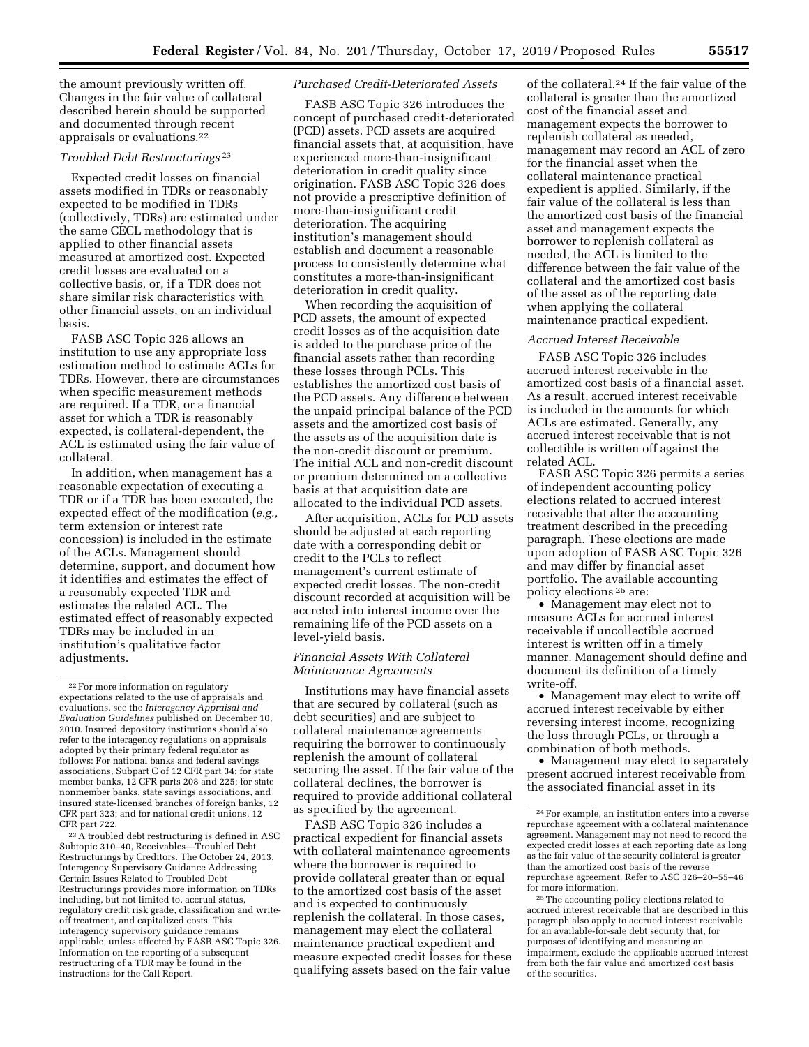the amount previously written off. Changes in the fair value of collateral described herein should be supported and documented through recent appraisals or evaluations.[22]

### Troubled Debt Restructurings [23]

Expected credit losses on financial assets modified in TDRs or reasonably expected to be modified in TDRs (collectively, TDRs) are estimated under the same CECL methodology that is applied to other financial assets measured at amortized cost. Expected credit losses are evaluated on a collective basis, or, if a TDR does not share similar risk characteristics with other financial assets, on an individual basis.

FASB ASC Topic 326 allows an institution to use any appropriate loss estimation method to estimate ACLs for TDRs. However, there are circumstances when specific measurement methods are required. If a TDR, or a financial asset for which a TDR is reasonably expected, is collateral-dependent, the ACL is estimated using the fair value of collateral.

In addition, when management has a reasonable expectation of executing a TDR or if a TDR has been executed, the expected effect of the modification (*e.g.,* term extension or interest rate concession) is included in the estimate of the ACLs. Management should determine, support, and document how it identifies and estimates the effect of a reasonably expected TDR and estimates the related ACL. The estimated effect of reasonably expected TDRs may be included in an institution's qualitative factor adjustments.

### Purchased Credit-Deteriorated Assets

FASB ASC Topic 326 introduces the concept of purchased credit-deteriorated (PCD) assets. PCD assets are acquired financial assets that, at acquisition, have experienced more-than-insignificant deterioration in credit quality since origination. FASB ASC Topic 326 does not provide a prescriptive definition of more-than-insignificant credit deterioration. The acquiring institution's management should establish and document a reasonable process to consistently determine what constitutes a more-than-insignificant deterioration in credit quality.

When recording the acquisition of PCD assets, the amount of expected credit losses as of the acquisition date is added to the purchase price of the financial assets rather than recording these losses through PCLs. This establishes the amortized cost basis of the PCD assets. Any difference between the unpaid principal balance of the PCD assets and the amortized cost basis of the assets as of the acquisition date is the non-credit discount or premium. The initial ACL and non-credit discount or premium determined on a collective basis at that acquisition date are allocated to the individual PCD assets.

After acquisition, ACLs for PCD assets should be adjusted at each reporting date with a corresponding debit or credit to the PCLs to reflect management's current estimate of expected credit losses. The non-credit discount recorded at acquisition will be accreted into interest income over the remaining life of the PCD assets on a level-yield basis.

### Financial Assets With Collateral Maintenance Agreements

Institutions may have financial assets that are secured by collateral (such as debt securities) and are subject to collateral maintenance agreements requiring the borrower to continuously replenish the amount of collateral securing the asset. If the fair value of the collateral declines, the borrower is required to provide additional collateral as specified by the agreement.

FASB ASC Topic 326 includes a practical expedient for financial assets with collateral maintenance agreements where the borrower is required to provide collateral greater than or equal to the amortized cost basis of the asset and is expected to continuously replenish the collateral. In those cases, management may elect the collateral maintenance practical expedient and measure expected credit losses for these qualifying assets based on the fair value of the collateral.[24] If the fair value of the collateral is greater than the amortized cost of the financial asset and management expects the borrower to replenish collateral as needed, management may record an ACL of zero for the financial asset when the collateral maintenance practical expedient is applied. Similarly, if the fair value of the collateral is less than the amortized cost basis of the financial asset and management expects the borrower to replenish collateral as needed, the ACL is limited to the difference between the fair value of the collateral and the amortized cost basis of the asset as of the reporting date when applying the collateral maintenance practical expedient.

### Accrued Interest Receivable

FASB ASC Topic 326 includes accrued interest receivable in the amortized cost basis of a financial asset. As a result, accrued interest receivable is included in the amounts for which ACLs are estimated. Generally, any accrued interest receivable that is not collectible is written off against the related ACL.

FASB ASC Topic 326 permits a series of independent accounting policy elections related to accrued interest receivable that alter the accounting treatment described in the preceding paragraph. These elections are made upon adoption of FASB ASC Topic 326 and may differ by financial asset portfolio. The available accounting policy elections [25] are:

- Management may elect not to measure ACLs for accrued interest receivable if uncollectible accrued interest is written off in a timely manner. Management should define and document its definition of a timely write-off.
- Management may elect to write off accrued interest receivable by either reversing interest income, recognizing the loss through PCLs, or through a combination of both methods.
- Management may elect to separately present accrued interest receivable from the associated financial asset in its

---

[22] For more information on regulatory expectations related to the use of appraisals and evaluations, see the *Interagency Appraisal and Evaluation Guidelines* published on December 10, 2010. Insured depository institutions should also refer to the interagency regulations on appraisals adopted by their primary federal regulator as follows: For national banks and federal savings associations, Subpart C of 12 CFR part 34; for state member banks, 12 CFR parts 208 and 225; for state nonmember banks, state savings associations, and insured state-licensed branches of foreign banks, 12 CFR part 323; and for national credit unions, 12 CFR part 722.

[23] A troubled debt restructuring is defined in ASC Subtopic 310–40, Receivables—Troubled Debt Restructurings by Creditors. The October 24, 2013, Interagency Supervisory Guidance Addressing Certain Issues Related to Troubled Debt Restructurings provides more information on TDRs including, but not limited to, accrual status, regulatory credit risk grade, classification and write-off treatment, and capitalized costs. This interagency supervisory guidance remains applicable, unless affected by FASB ASC Topic 326. Information on the reporting of a subsequent restructuring of a TDR may be found in the instructions for the Call Report.

[24] For example, an institution enters into a reverse repurchase agreement with a collateral maintenance agreement. Management may not need to record the expected credit losses at each reporting date as long as the fair value of the security collateral is greater than the amortized cost basis of the reverse repurchase agreement. Refer to ASC 326–20–55–46 for more information.

[25] The accounting policy elections related to accrued interest receivable that are described in this paragraph also apply to accrued interest receivable for an available-for-sale debt security that, for purposes of identifying and measuring an impairment, exclude the applicable accrued interest from both the fair value and amortized cost basis of the securities.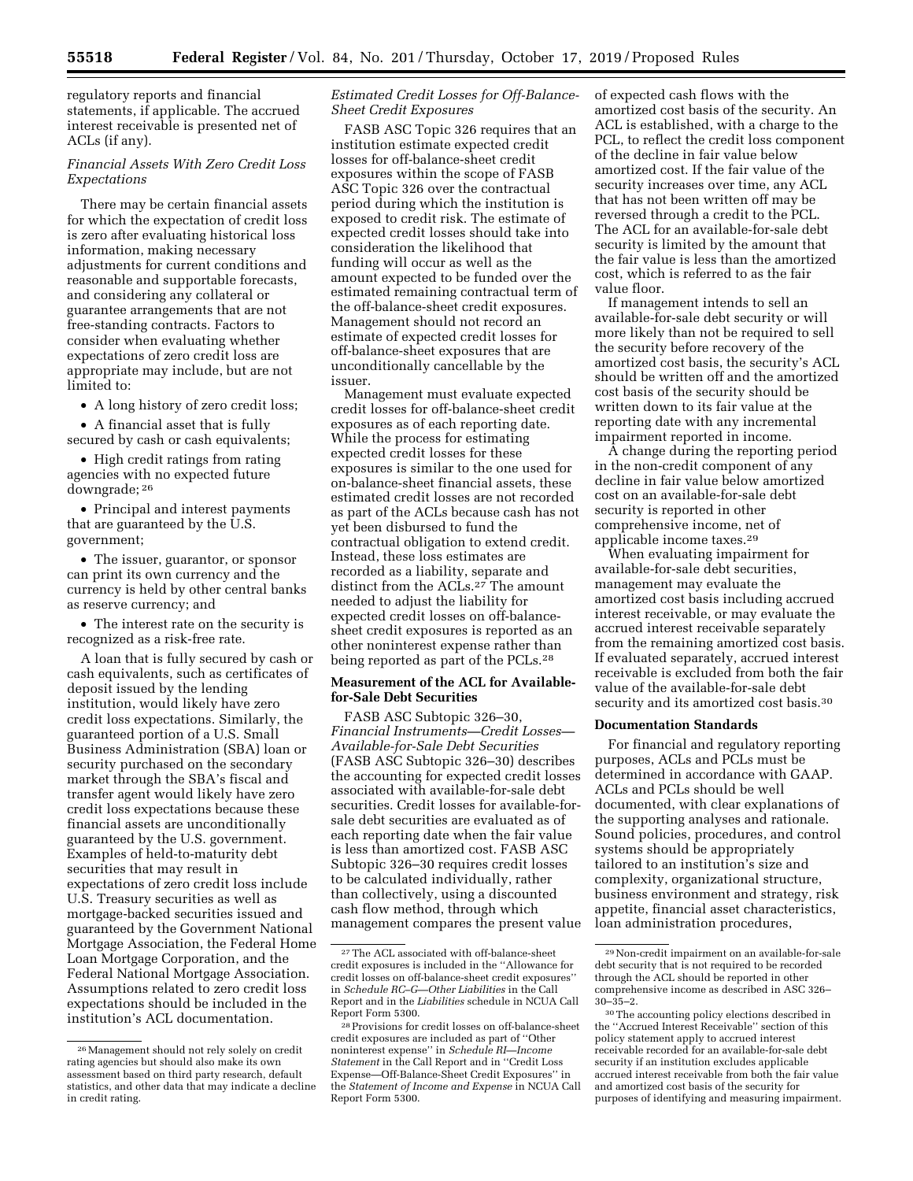regulatory reports and financial statements, if applicable. The accrued interest receivable is presented net of ACLs (if any).

*Financial Assets With Zero Credit Loss Expectations*

There may be certain financial assets for which the expectation of credit loss is zero after evaluating historical loss information, making necessary adjustments for current conditions and reasonable and supportable forecasts, and considering any collateral or guarantee arrangements that are not free-standing contracts. Factors to consider when evaluating whether expectations of zero credit loss are appropriate may include, but are not limited to:

- A long history of zero credit loss;
- A financial asset that is fully secured by cash or cash equivalents;
- High credit ratings from rating agencies with no expected future downgrade; [26]
- Principal and interest payments that are guaranteed by the U.S. government;
- The issuer, guarantor, or sponsor can print its own currency and the currency is held by other central banks as reserve currency; and
- The interest rate on the security is recognized as a risk-free rate.

A loan that is fully secured by cash or cash equivalents, such as certificates of deposit issued by the lending institution, would likely have zero credit loss expectations. Similarly, the guaranteed portion of a U.S. Small Business Administration (SBA) loan or security purchased on the secondary market through the SBA's fiscal and transfer agent would likely have zero credit loss expectations because these financial assets are unconditionally guaranteed by the U.S. government. Examples of held-to-maturity debt securities that may result in expectations of zero credit loss include U.S. Treasury securities as well as mortgage-backed securities issued and guaranteed by the Government National Mortgage Association, the Federal Home Loan Mortgage Corporation, and the Federal National Mortgage Association. Assumptions related to zero credit loss expectations should be included in the institution's ACL documentation.

*Estimated Credit Losses for Off-Balance-Sheet Credit Exposures*

FASB ASC Topic 326 requires that an institution estimate expected credit losses for off-balance-sheet credit exposures within the scope of FASB ASC Topic 326 over the contractual period during which the institution is exposed to credit risk. The estimate of expected credit losses should take into consideration the likelihood that funding will occur as well as the amount expected to be funded over the estimated remaining contractual term of the off-balance-sheet credit exposures. Management should not record an estimate of expected credit losses for off-balance-sheet exposures that are unconditionally cancellable by the issuer.

Management must evaluate expected credit losses of off-balance-sheet credit exposures as of each reporting date. While the process for estimating expected credit losses for these exposures is similar to the one used for on-balance-sheet financial assets, these estimated credit losses are not recorded as part of the ACLs because cash has not yet been disbursed to fund the contractual obligation to extend credit. Instead, these loss estimates are recorded as a liability, separate and distinct from the ACLs.[27] The amount needed to adjust the liability for expected credit losses on off-balance-sheet credit exposures is reported as an other noninterest expense rather than being reported as part of the PCLs.[28]

**Measurement of the ACL for Available-for-Sale Debt Securities**

FASB ASC Subtopic 326–30, *Financial Instruments—Credit Losses—Available-for-Sale Debt Securities* (FASB ASC Subtopic 326–30) describes the accounting for expected credit losses associated with available-for-sale debt securities. Credit losses for available-for-sale debt securities are evaluated as of each reporting date when the fair value is less than amortized cost. FASB ASC Subtopic 326–30 requires credit losses to be calculated individually, rather than collectively, using a discounted cash flow method, through which management compares the present value of expected cash flows with the amortized cost basis of the security. An ACL is established, with a charge to the PCL, to reflect the credit loss component of the decline in fair value below amortized cost. If the fair value of the security increases over time, any ACL that has not been written off may be reversed through a credit to the PCL. The ACL for an available-for-sale debt security is limited by the amount that the fair value is less than the amortized cost, which is referred to as the fair value floor.

If management intends to sell an available-for-sale debt security or will more likely than not be required to sell the security before recovery of the amortized cost basis, the security's ACL should be written off and the amortized cost basis of the security should be written down to its fair value at the reporting date with any incremental impairment reported in income.

A change during the reporting period in the non-credit component of any decline in fair value below amortized cost on an available-for-sale debt security is reported in other comprehensive income, net of applicable income taxes.[29]

When evaluating impairment for available-for-sale debt securities, management may evaluate the amortized cost basis including accrued interest receivable, or may evaluate the accrued interest receivable separately from the remaining amortized cost basis. If evaluated separately, accrued interest receivable is excluded from both the fair value of the available-for-sale debt security and its amortized cost basis.[30]

**Documentation Standards**

For financial and regulatory reporting purposes, ACLs and PCLs must be determined in accordance with GAAP. ACLs and PCLs should be well documented, with clear explanations of the supporting analyses and rationale. Sound policies, procedures, and control systems should be appropriately tailored to an institution's size and complexity, organizational structure, business environment and strategy, risk appetite, financial asset characteristics, loan administration procedures,

---

[26] Management should not rely solely on credit rating agencies but should also make its own assessment based on third party research, default statistics, and other data that may indicate a decline in credit rating.

[27] The ACL associated with off-balance-sheet credit exposures is included in the "Allowance for credit losses on off-balance-sheet credit exposures" in *Schedule RC–G—Other Liabilities* in the Call Report and in the *Liabilities* schedule in NCUA Call Report Form 5300.

[28] Provisions for credit losses on off-balance-sheet credit exposures are included as part of "Other noninterest expense" in *Schedule RI—Income Statement* in the Call Report and in "Credit Loss Expense—Off-Balance-Sheet Credit Exposures" in the *Statement of Income and Expense* in NCUA Call Report Form 5300.

[29] Non-credit impairment on an available-for-sale debt security that is not required to be recorded through the ACL should be reported in other comprehensive income as described in ASC 326–30–35–2.

[30] The accounting policy elections described in the "Accrued Interest Receivable" section of this policy statement apply to accrued interest receivable recorded for an available-for-sale debt security if an institution excludes applicable accrued interest receivable from both the fair value and amortized cost basis of the security for purposes of identifying and measuring impairment.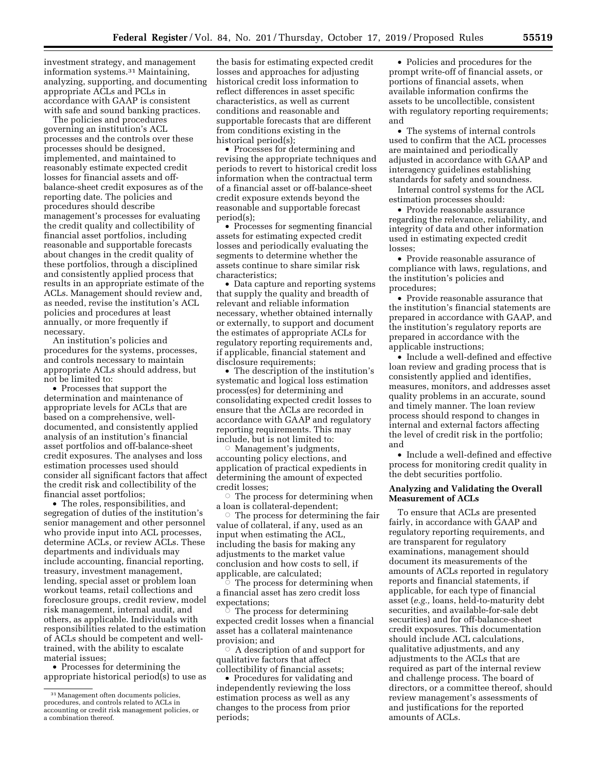investment strategy, and management information systems.[31] Maintaining, analyzing, supporting, and documenting appropriate ACLs and PCLs in accordance with GAAP is consistent with safe and sound banking practices.

The policies and procedures governing an institution's ACL processes and the controls over these processes should be designed, implemented, and maintained to reasonably estimate expected credit losses for financial assets and off-balance-sheet credit exposures as of the reporting date. The policies and procedures should describe management's processes for evaluating the credit quality and collectibility of financial asset portfolios, including reasonable and supportable forecasts about changes in the credit quality of these portfolios, through a disciplined and consistently applied process that results in an appropriate estimate of the ACLs. Management should review and, as needed, revise the institution's ACL policies and procedures at least annually, or more frequently if necessary.

An institution's policies and procedures for the systems, processes, and controls necessary to maintain appropriate ACLs should address, but not be limited to:

- Processes that support the determination and maintenance of appropriate levels for ACLs that are based on a comprehensive, well-documented, and consistently applied analysis of an institution's financial asset portfolios and off-balance-sheet credit exposures. The analyses and loss estimation processes used should consider all significant factors that affect the credit risk and collectibility of the financial asset portfolios;
- The roles, responsibilities, and segregation of duties of the institution's senior management and other personnel who provide input into ACL processes, determine ACLs, or review ACLs. These departments and individuals may include accounting, financial reporting, treasury, investment management, lending, special asset or problem loan workout teams, retail collections and foreclosure groups, credit review, model risk management, internal audit, and others, as applicable. Individuals with responsibilities related to the estimation of ACLs should be competent and well-trained, with the ability to escalate material issues;
- Processes for determining the appropriate historical period(s) to use as the basis for estimating expected credit losses and approaches for adjusting historical credit loss information to reflect differences in asset specific characteristics, as well as current conditions and reasonable and supportable forecasts that are different from conditions existing in the historical period(s);
- Processes for determining and revising the appropriate techniques and periods to revert to historical credit loss information when the contractual term of a financial asset or off-balance-sheet credit exposure extends beyond the reasonable and supportable forecast period(s);
- Processes for segmenting financial assets for estimating expected credit losses and periodically evaluating the segments to determine whether the assets continue to share similar risk characteristics;
- Data capture and reporting systems that supply the quality and breadth of relevant and reliable information necessary, whether obtained internally or externally, to support and document the estimates of appropriate ACLs for regulatory reporting requirements and, if applicable, financial statement and disclosure requirements;
- The description of the institution's systematic and logical loss estimation process(es) for determining and consolidating expected credit losses to ensure that the ACLs are recorded in accordance with GAAP and regulatory reporting requirements. This may include, but is not limited to:
  - Management's judgments, accounting policy elections, and application of practical expedients in determining the amount of expected credit losses;
  - The process for determining when a loan is collateral-dependent;
  - The process for determining the fair value of collateral, if any, used as an input when estimating the ACL, including the basis for making any adjustments to the market value conclusion and how costs to sell, if applicable, are calculated;
  - The process for determining when a financial asset has zero credit loss expectations;
  - The process for determining expected credit losses when a financial asset has a collateral maintenance provision; and
  - A description of and support for qualitative factors that affect collectibility of financial assets;
- Procedures for validating and independently reviewing the loss estimation process as well as any changes to the process from prior periods;
- Policies and procedures for the prompt write-off of financial assets, or portions of financial assets, when available information confirms the assets to be uncollectible, consistent with regulatory reporting requirements; and
- The systems of internal controls used to confirm that the ACL processes are maintained and periodically adjusted in accordance with GAAP and interagency guidelines establishing standards for safety and soundness.

Internal control systems for the ACL estimation processes should:

- Provide reasonable assurance regarding the relevance, reliability, and integrity of data and other information used in estimating expected credit losses;
- Provide reasonable assurance of compliance with laws, regulations, and the institution's policies and procedures;
- Provide reasonable assurance that the institution's financial statements are prepared in accordance with GAAP, and the institution's regulatory reports are prepared in accordance with the applicable instructions;
- Include a well-defined and effective loan review and grading process that is consistently applied and identifies, measures, monitors, and addresses asset quality problems in an accurate, sound and timely manner. The loan review process should respond to changes in internal and external factors affecting the level of credit risk in the portfolio; and
- Include a well-defined and effective process for monitoring credit quality in the debt securities portfolio.

**Analyzing and Validating the Overall Measurement of ACLs**

To ensure that ACLs are presented fairly, in accordance with GAAP and regulatory reporting requirements, and are transparent for regulatory examinations, management should document its measurements of the amounts of ACLs reported in regulatory reports and financial statements, if applicable, for each type of financial asset (*e.g.,* loans, held-to-maturity debt securities, and available-for-sale debt securities) and for off-balance-sheet credit exposures. This documentation should include ACL calculations, qualitative adjustments, and any adjustments to the ACLs that are required as part of the internal review and challenge process. The board of directors, or a committee thereof, should review management's assessments of and justifications for the reported amounts of ACLs.

[31] Management often documents policies, procedures, and controls related to ACLs in accounting or credit risk management policies, or a combination thereof.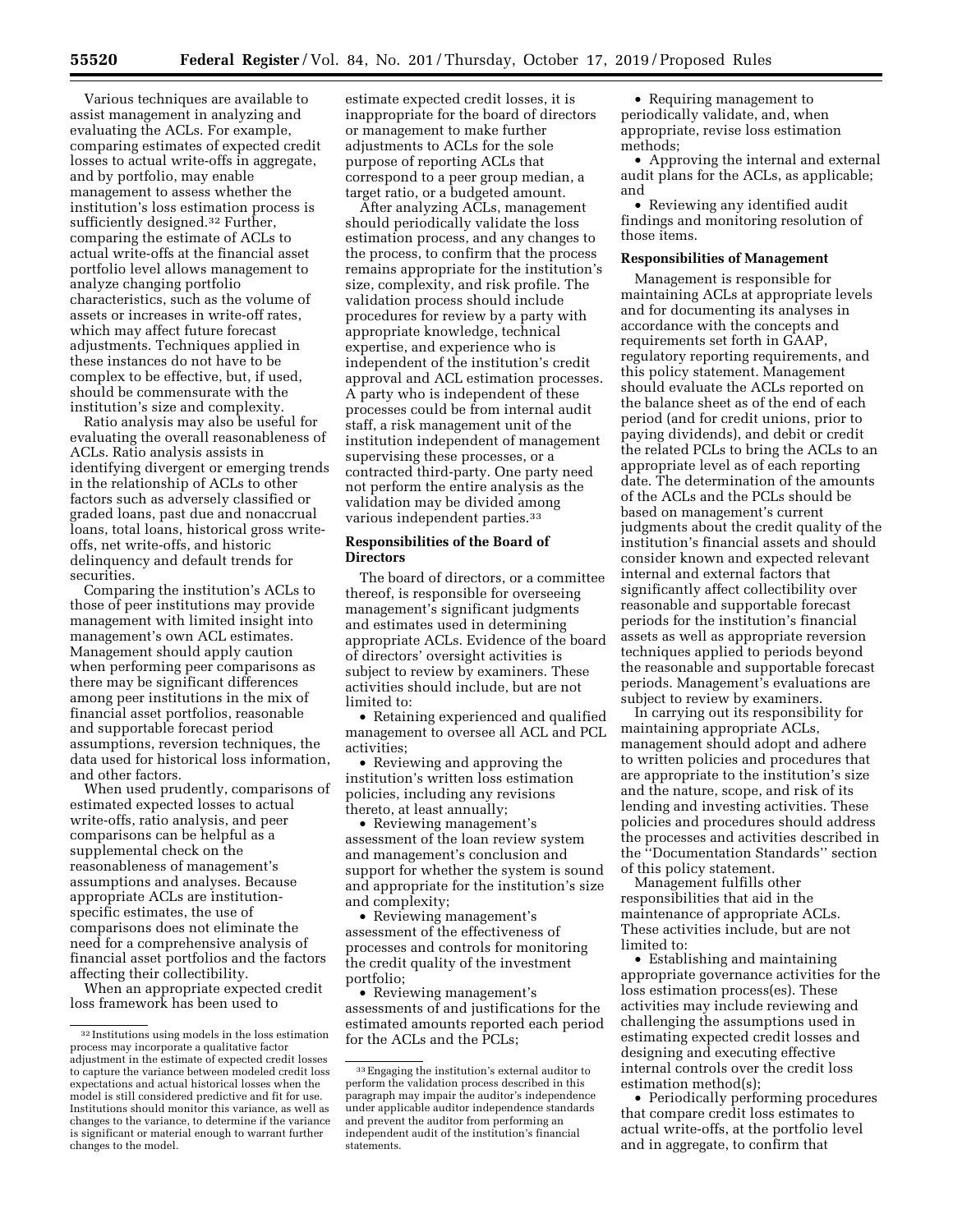Various techniques are available to assist management in analyzing and evaluating the ACLs. For example, comparing estimates of expected credit losses to actual write-offs in aggregate, and by portfolio, may enable management to assess whether the institution's loss estimation process is sufficiently designed.[32] Further, comparing the estimate of ACLs to actual write-offs at the financial asset portfolio level allows management to analyze changing portfolio characteristics, such as the volume of assets or increases in write-off rates, which may affect future forecast adjustments. Techniques applied in these instances do not have to be complex to be effective, but, if used, should be commensurate with the institution's size and complexity.

Ratio analysis may also be useful for evaluating the overall reasonableness of ACLs. Ratio analysis assists in identifying divergent or emerging trends in the relationship of ACLs to other factors such as adversely classified or graded loans, past due and nonaccrual loans, total loans, historical gross write-offs, net write-offs, and historic delinquency and default trends for securities.

Comparing the institution's ACLs to those of peer institutions may provide management with limited insight into management's own ACL estimates. Management should apply caution when performing peer comparisons as there may be significant differences among peer institutions in the mix of financial asset portfolios, reasonable and supportable forecast period assumptions, reversion techniques, the data used for historical loss information, and other factors.

When used prudently, comparisons of estimated expected losses to actual write-offs, ratio analysis, and peer comparisons can be helpful as a supplemental check on the reasonableness of management's assumptions and analyses. Because appropriate ACLs are institution-specific estimates, the use of comparisons does not eliminate the need for a comprehensive analysis of financial asset portfolios and the factors affecting their collectibility.

When an appropriate expected credit loss framework has been used to estimate expected credit losses, it is inappropriate for the board of directors or management to make further adjustments to ACLs for the sole purpose of reporting ACLs that correspond to a peer group median, a target ratio, or a budgeted amount.

After analyzing ACLs, management should periodically validate the loss estimation process, and any changes to the process, to confirm that the process remains appropriate for the institution's size, complexity, and risk profile. The validation process should include procedures for review by a party with appropriate knowledge, technical expertise, and experience who is independent of the institution's credit approval and ACL estimation processes. A party who is independent of these processes could be from internal audit staff, a risk management unit of the institution independent of management supervising these processes, or a contracted third-party. One party need not perform the entire analysis as the validation may be divided among various independent parties.[33]

**Responsibilities of the Board of Directors**

The board of directors, or a committee thereof, is responsible for overseeing management's significant judgments and estimates used in determining appropriate ACLs. Evidence of the board of directors' oversight activities is subject to review by examiners. These activities should include, but are not limited to:

- Retaining experienced and qualified management to oversee all ACL and PCL activities;
- Reviewing and approving the institution's written loss estimation policies, including any revisions thereto, at least annually;
- Reviewing management's assessment of the loan review system and management's conclusion and support for whether the system is sound and appropriate for the institution's size and complexity;
- Reviewing management's assessment of the effectiveness of processes and controls for monitoring the credit quality of the investment portfolio;
- Reviewing management's assessments of and justifications for the estimated amounts reported each period for the ACLs and the PCLs;
- Requiring management to periodically validate, and, when appropriate, revise loss estimation methods;
- Approving the internal and external audit plans for the ACLs, as applicable; and
- Reviewing any identified audit findings and monitoring resolution of those items.

**Responsibilities of Management**

Management is responsible for maintaining ACLs at appropriate levels and for documenting its analyses in accordance with the concepts and requirements set forth in GAAP, regulatory reporting requirements, and this policy statement. Management should evaluate the ACLs reported on the balance sheet as of the end of each period (and for credit unions, prior to paying dividends), and debit or credit the related PCLs to bring the ACLs to an appropriate level as of each reporting date. The determination of the amounts of the ACLs and the PCLs should be based on management's current judgments about the credit quality of the institution's financial assets and should consider known and expected relevant internal and external factors that significantly affect collectibility over reasonable and supportable forecast periods for the institution's financial assets as well as appropriate reversion techniques applied to periods beyond the reasonable and supportable forecast periods. Management's evaluations are subject to review by examiners.

In carrying out its responsibility for maintaining appropriate ACLs, management should adopt and adhere to written policies and procedures that are appropriate to the institution's size and the nature, scope, and risk of its lending and investing activities. These policies and procedures should address the processes and activities described in the "Documentation Standards" section of this policy statement.

Management fulfills other responsibilities that aid in the maintenance of appropriate ACLs. These activities include, but are not limited to:

- Establishing and maintaining appropriate governance activities for the loss estimation process(es). These activities may include reviewing and challenging the assumptions used in estimating expected credit losses and designing and executing effective internal controls over the credit loss estimation method(s);
- Periodically performing procedures that compare credit loss estimates to actual write-offs, at the portfolio level and in aggregate, to confirm that

[32] Institutions using models in the loss estimation process may incorporate a qualitative factor adjustment in the estimate of expected credit losses to capture the variance between modeled credit loss expectations and actual historical losses when the model is still considered predictive and fit for use. Institutions should monitor this variance, as well as changes to the variance, to determine if the variance is significant or material enough to warrant further changes to the model.

[33] Engaging the institution's external auditor to perform the validation process described in this paragraph may impair the auditor's independence under applicable auditor independence standards and prevent the auditor from performing an independent audit of the institution's financial statements.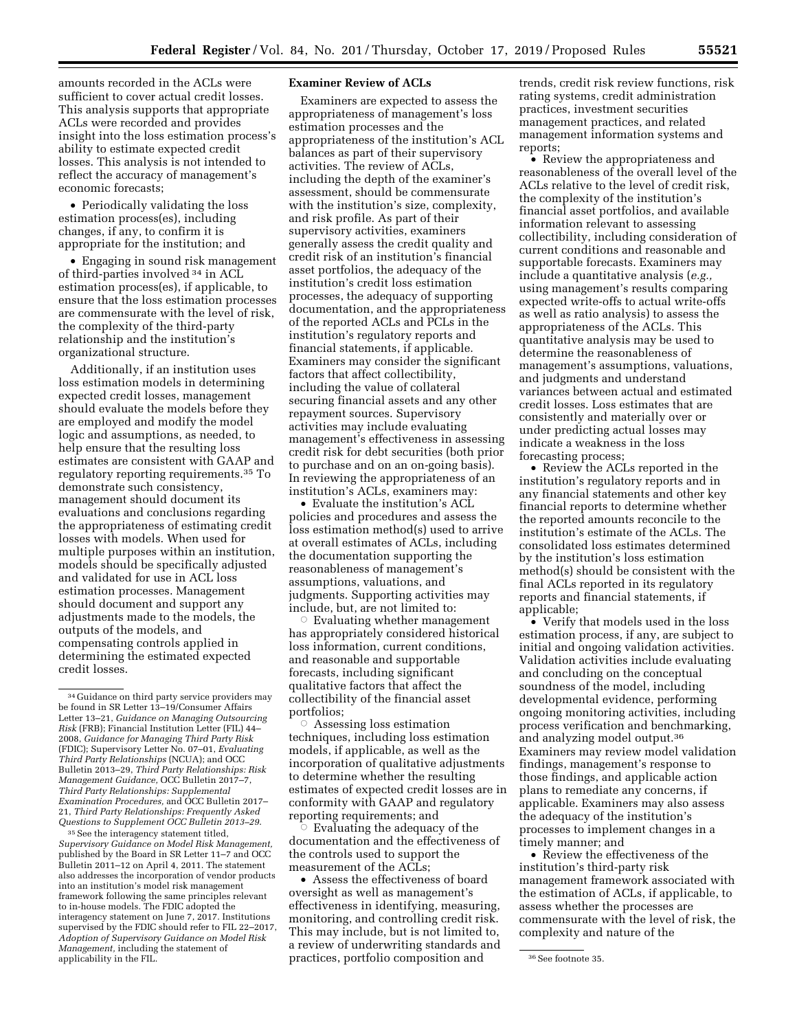amounts recorded in the ACLs were sufficient to cover actual credit losses. This analysis supports that appropriate ACLs were recorded and provides insight into the loss estimation process's ability to estimate expected credit losses. This analysis is not intended to reflect the accuracy of management's economic forecasts;

- Periodically validating the loss estimation process(es), including changes, if any, to confirm it is appropriate for the institution; and
- Engaging in sound risk management of third-parties involved [34] in ACL estimation process(es), if applicable, to ensure that the loss estimation processes are commensurate with the level of risk, the complexity of the third-party relationship and the institution's organizational structure.

Additionally, if an institution uses loss estimation models in determining expected credit losses, management should evaluate the models before they are employed and modify the model logic and assumptions, as needed, to help ensure that the resulting loss estimates are consistent with GAAP and regulatory reporting requirements.[35] To demonstrate such consistency, management should document its evaluations and conclusions regarding the appropriateness of estimating credit losses with models. When used for multiple purposes within an institution, models should be specifically adjusted and validated for use in ACL loss estimation processes. Management should document and support any adjustments made to the models, the outputs of the models, and compensating controls applied in determining the estimated expected credit losses.

**Examiner Review of ACLs**

Examiners are expected to assess the appropriateness of management's loss estimation processes and the appropriateness of the institution's ACL balances as part of their supervisory activities. The review of ACLs, including the depth of the examiner's assessment, should be commensurate with the institution's size, complexity, and risk profile. As part of their supervisory activities, examiners generally assess the credit quality and credit risk of an institution's financial asset portfolios, the adequacy of the institution's credit loss estimation processes, the adequacy of supporting documentation, and the appropriateness of the reported ACLs and PCLs in the institution's regulatory reports and financial statements, if applicable. Examiners may consider the significant factors that affect collectibility, including the value of collateral securing financial assets and any other repayment sources. Supervisory activities may include evaluating management's effectiveness in assessing credit risk for debt securities (both prior to purchase and on an on-going basis). In reviewing the appropriateness of an institution's ACLs, examiners may:

- Evaluate the institution's ACL policies and procedures and assess the loss estimation method(s) used to arrive at overall estimates of ACLs, including the documentation supporting the reasonableness of management's assumptions, valuations, and judgments. Supporting activities may include, but, are not limited to:
  - Evaluating whether management has appropriately considered historical loss information, current conditions, and reasonable and supportable forecasts, including significant qualitative factors that affect the collectibility of the financial asset portfolios;
  - Assessing loss estimation techniques, including loss estimation models, if applicable, as well as the incorporation of qualitative adjustments to determine whether the resulting estimates of expected credit losses are in conformity with GAAP and regulatory reporting requirements; and
  - Evaluating the adequacy of the documentation and the effectiveness of the controls used to support the measurement of the ACLs;
- Assess the effectiveness of board oversight as well as management's effectiveness in identifying, measuring, monitoring, and controlling credit risk. This may include, but is not limited to, a review of underwriting standards and practices, portfolio composition and trends, credit risk review functions, risk rating systems, credit administration practices, investment securities management practices, and related management information systems and reports;
- Review the appropriateness and reasonableness of the overall level of the ACLs relative to the level of credit risk, the complexity of the institution's financial asset portfolios, and available information relevant to assessing collectibility, including consideration of current conditions and reasonable and supportable forecasts. Examiners may include a quantitative analysis (*e.g.,* using management's results comparing expected write-offs to actual write-offs as well as ratio analysis) to assess the appropriateness of the ACLs. This quantitative analysis may be used to determine the reasonableness of management's assumptions, valuations, and judgments and understand variances between actual and estimated credit losses. Loss estimates that are consistently and materially over or under predicting actual losses may indicate a weakness in the loss forecasting process;
- Review the ACLs reported in the institution's regulatory reports and in any financial statements and other key financial reports to determine whether the reported amounts reconcile to the institution's estimate of the ACLs. The consolidated loss estimates determined by the institution's loss estimation method(s) should be consistent with the final ACLs reported in its regulatory reports and financial statements, if applicable;
- Verify that models used in the loss estimation process, if any, are subject to initial and ongoing validation activities. Validation activities include evaluating and concluding on the conceptual soundness of the model, including developmental evidence, performing ongoing monitoring activities, including process verification and benchmarking, and analyzing model output.[36] Examiners may review model validation findings, management's response to those findings, and applicable action plans to remediate any concerns, if applicable. Examiners may also assess the adequacy of the institution's processes to implement changes in a timely manner; and
- Review the effectiveness of the institution's third-party risk management framework associated with the estimation of ACLs, if applicable, to assess whether the processes are commensurate with the level of risk, the complexity and nature of the

---

[34] Guidance on third party service providers may be found in SR Letter 13–19/Consumer Affairs Letter 13–21, *Guidance on Managing Outsourcing Risk* (FRB); Financial Institution Letter (FIL) 44–2008, *Guidance for Managing Third Party Risk* (FDIC); Supervisory Letter No. 07–01, *Evaluating Third Party Relationships* (NCUA); and OCC Bulletin 2013–29, *Third Party Relationships: Risk Management Guidance,* OCC Bulletin 2017–7, *Third Party Relationships: Supplemental Examination Procedures,* and OCC Bulletin 2017–21, *Third Party Relationships: Frequently Asked Questions to Supplement OCC Bulletin 2013–29.*

[35] See the interagency statement titled, *Supervisory Guidance on Model Risk Management,* published by the Board in SR Letter 11–7 and OCC Bulletin 2011–12 on April 4, 2011. The statement also addresses the incorporation of vendor products into an institution's model risk management framework following the same principles relevant to in-house models. The FDIC adopted the interagency statement on June 7, 2017. Institutions supervised by the FDIC should refer to FIL 22–2017, *Adoption of Supervisory Guidance on Model Risk Management,* including the statement of applicability in the FIL.

[36] See footnote 35.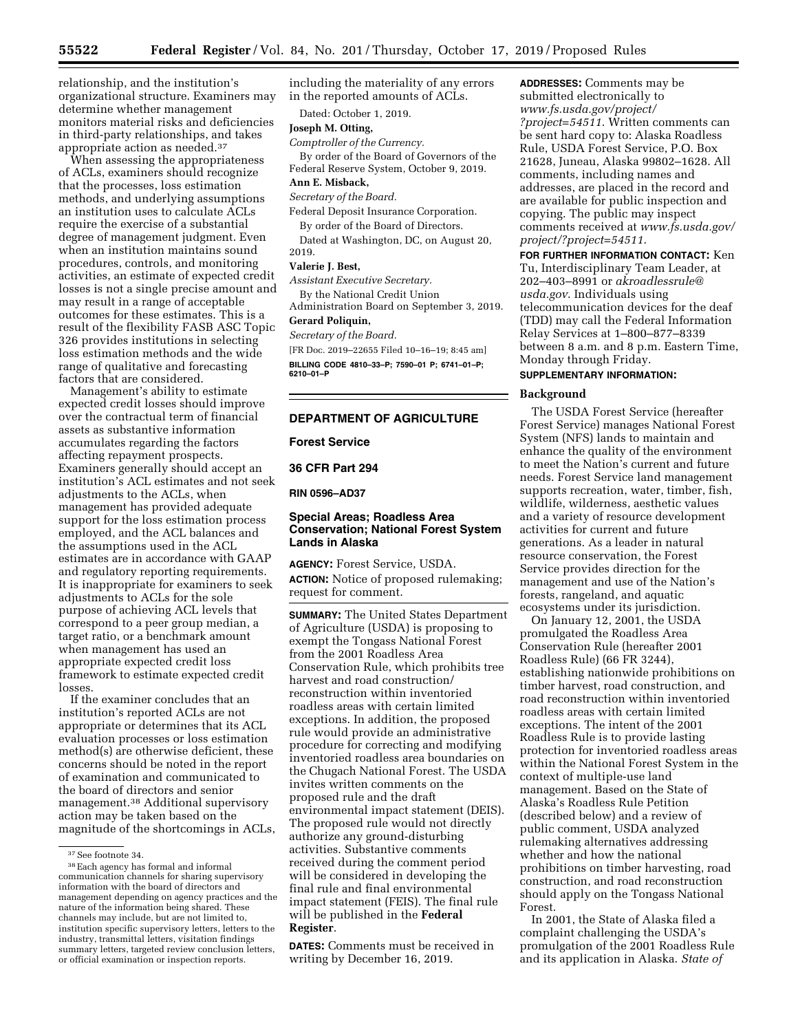relationship, and the institution's organizational structure. Examiners may determine whether management monitors material risks and deficiencies in third-party relationships, and takes appropriate action as needed.[37]

When assessing the appropriateness of ACLs, examiners should recognize that the processes, loss estimation methods, and underlying assumptions an institution uses to calculate ACLs require the exercise of a substantial degree of management judgment. Even when an institution maintains sound procedures, controls, and monitoring activities, an estimate of expected credit losses is not a single precise amount and may result in a range of acceptable outcomes for these estimates. This is a result of the flexibility FASB ASC Topic 326 provides institutions in selecting loss estimation methods and the wide range of qualitative and forecasting factors that are considered.

Management's ability to estimate expected credit losses should improve over the contractual term of financial assets as substantive information accumulates regarding the factors affecting repayment prospects. Examiners generally should accept an institution's ACL estimates and not seek adjustments to the ACLs, when management has provided adequate support for the loss estimation process employed, and the ACL balances and the assumptions used in the ACL estimates are in accordance with GAAP and regulatory reporting requirements. It is inappropriate for examiners to seek adjustments to ACLs for the sole purpose of achieving ACL levels that correspond to a peer group median, a target ratio, or a benchmark amount when management has used an appropriate expected credit loss framework to estimate expected credit losses.

If the examiner concludes that an institution's reported ACLs are not appropriate or determines that its ACL evaluation processes or loss estimation method(s) are otherwise deficient, these concerns should be noted in the report of examination and communicated to the board of directors and senior management.[38] Additional supervisory action may be taken based on the magnitude of the shortcomings in ACLs, including the materiality of any errors in the reported amounts of ACLs.

[37] See footnote 34.

[38] Each agency has formal and informal communication channels for sharing supervisory information with the board of directors and management depending on agency practices and the nature of the information being shared. These channels may include, but are not limited to, institution specific supervisory letters, letters to the industry, transmittal letters, visitation findings summary letters, targeted review conclusion letters, or official examination or inspection reports.

Dated: October 1, 2019.

**Joseph M. Otting,**

*Comptroller of the Currency.*

By order of the Board of Governors of the Federal Reserve System, October 9, 2019.

**Ann E. Misback,**

*Secretary of the Board.*

Federal Deposit Insurance Corporation.

By order of the Board of Directors.

Dated at Washington, DC, on August 20, 2019.

**Valerie J. Best,**

*Assistant Executive Secretary.*

By the National Credit Union Administration Board on September 3, 2019.

**Gerard Poliquin,**

*Secretary of the Board.*

[FR Doc. 2019–22655 Filed 10–16–19; 8:45 am]

**BILLING CODE 4810–33–P; 7590–01 P; 6741–01–P; 6210–01–P**

---

## DEPARTMENT OF AGRICULTURE

## Forest Service

## 36 CFR Part 294

## RIN 0596–AD37

## Special Areas; Roadless Area Conservation; National Forest System Lands in Alaska

**AGENCY:** Forest Service, USDA.

**ACTION:** Notice of proposed rulemaking; request for comment.

**SUMMARY:** The United States Department of Agriculture (USDA) is proposing to exempt the Tongass National Forest from the 2001 Roadless Area Conservation Rule, which prohibits tree harvest and road construction/reconstruction within inventoried roadless areas with certain limited exceptions. In addition, the proposed rule would provide an administrative procedure for correcting and modifying inventoried roadless area boundaries on the Chugach National Forest. The USDA invites written comments on the proposed rule and the draft environmental impact statement (DEIS). The proposed rule would not directly authorize any ground-disturbing activities. Substantive comments received during the comment period will be considered in developing the final rule and final environmental impact statement (FEIS). The final rule will be published in the **Federal Register**.

**DATES:** Comments must be received in writing by December 16, 2019.

**ADDRESSES:** Comments may be submitted electronically to *www.fs.usda.gov/project/?project=54511*. Written comments can be sent hard copy to: Alaska Roadless Rule, USDA Forest Service, P.O. Box 21628, Juneau, Alaska 99802–1628. All comments, including names and addresses, are placed in the record and are available for public inspection and copying. The public may inspect comments received at *www.fs.usda.gov/project/?project=54511*.

**FOR FURTHER INFORMATION CONTACT:** Ken Tu, Interdisciplinary Team Leader, at 202–403–8991 or *akroadlessrule@usda.gov*. Individuals using telecommunication devices for the deaf (TDD) may call the Federal Information Relay Services at 1–800–877–8339 between 8 a.m. and 8 p.m. Eastern Time, Monday through Friday.

**SUPPLEMENTARY INFORMATION:**

### Background

The USDA Forest Service (hereafter Forest Service) manages National Forest System (NFS) lands to maintain and enhance the quality of the environment to meet the Nation's current and future needs. Forest Service land management supports recreation, water, timber, fish, wildlife, wilderness, aesthetic values and a variety of resource development activities for current and future generations. As a leader in natural resource conservation, the Forest Service provides direction for the management and use of the Nation's forests, rangeland, and aquatic ecosystems under its jurisdiction.

On January 12, 2001, the USDA promulgated the Roadless Area Conservation Rule (hereafter 2001 Roadless Rule) (66 FR 3244), establishing nationwide prohibitions on timber harvest, road construction, and road reconstruction within inventoried roadless areas with certain limited exceptions. The intent of the 2001 Roadless Rule is to provide lasting protection for inventoried roadless areas within the National Forest System in the context of multiple-use land management. Based on the State of Alaska's Roadless Rule Petition (described below) and a review of public comment, USDA analyzed rulemaking alternatives addressing whether and how the national prohibitions on timber harvesting, road construction, and road reconstruction should apply on the Tongass National Forest.

In 2001, the State of Alaska filed a complaint challenging the USDA's promulgation of the 2001 Roadless Rule and its application in Alaska. *State of*